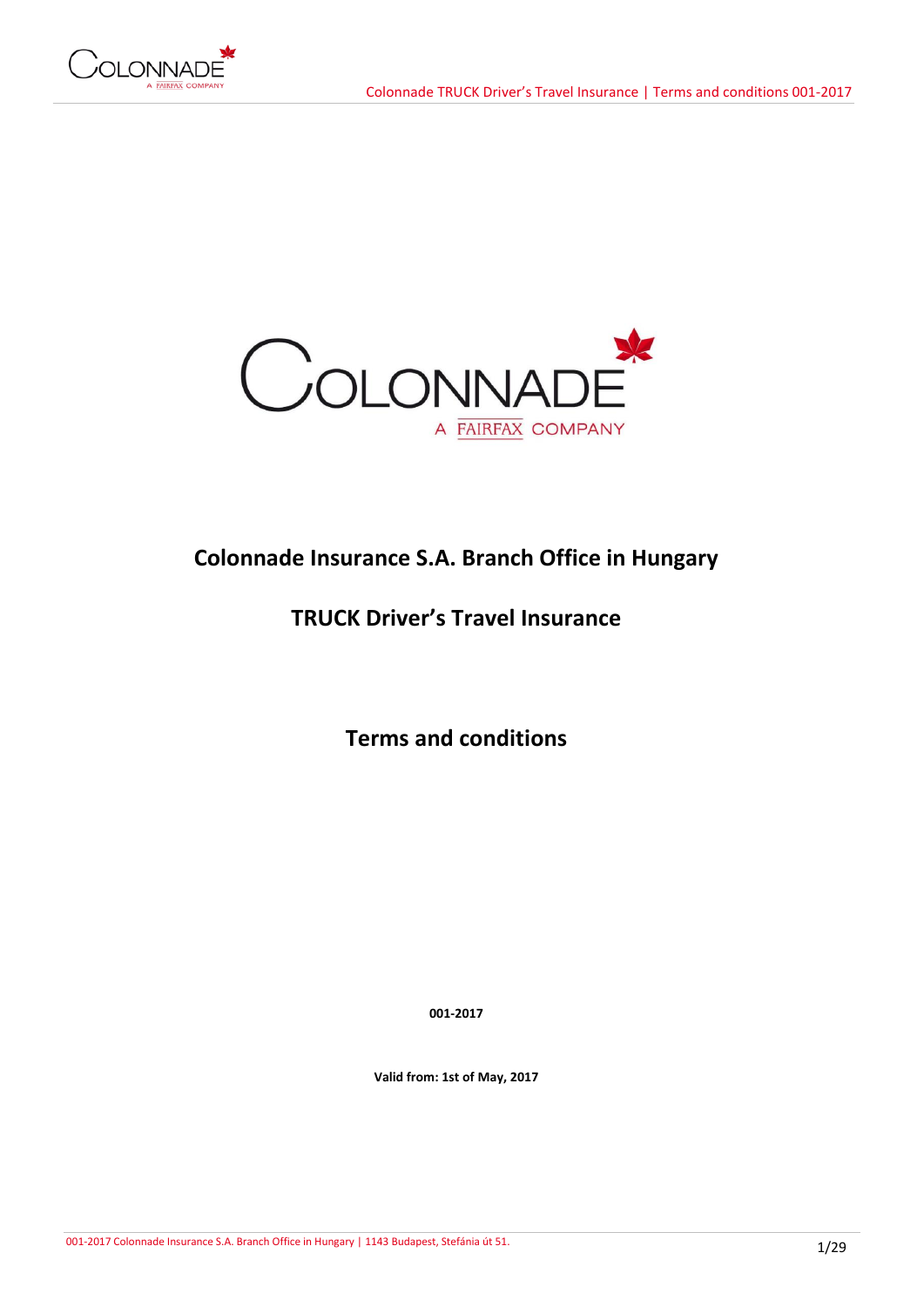# Colonnade Insurance S.A. Branch Office in Hungary

# TRUCK Driver's Travel Insurance

# Terms and conditions

**001-2017**

**Valid from: 1st of May, 2017**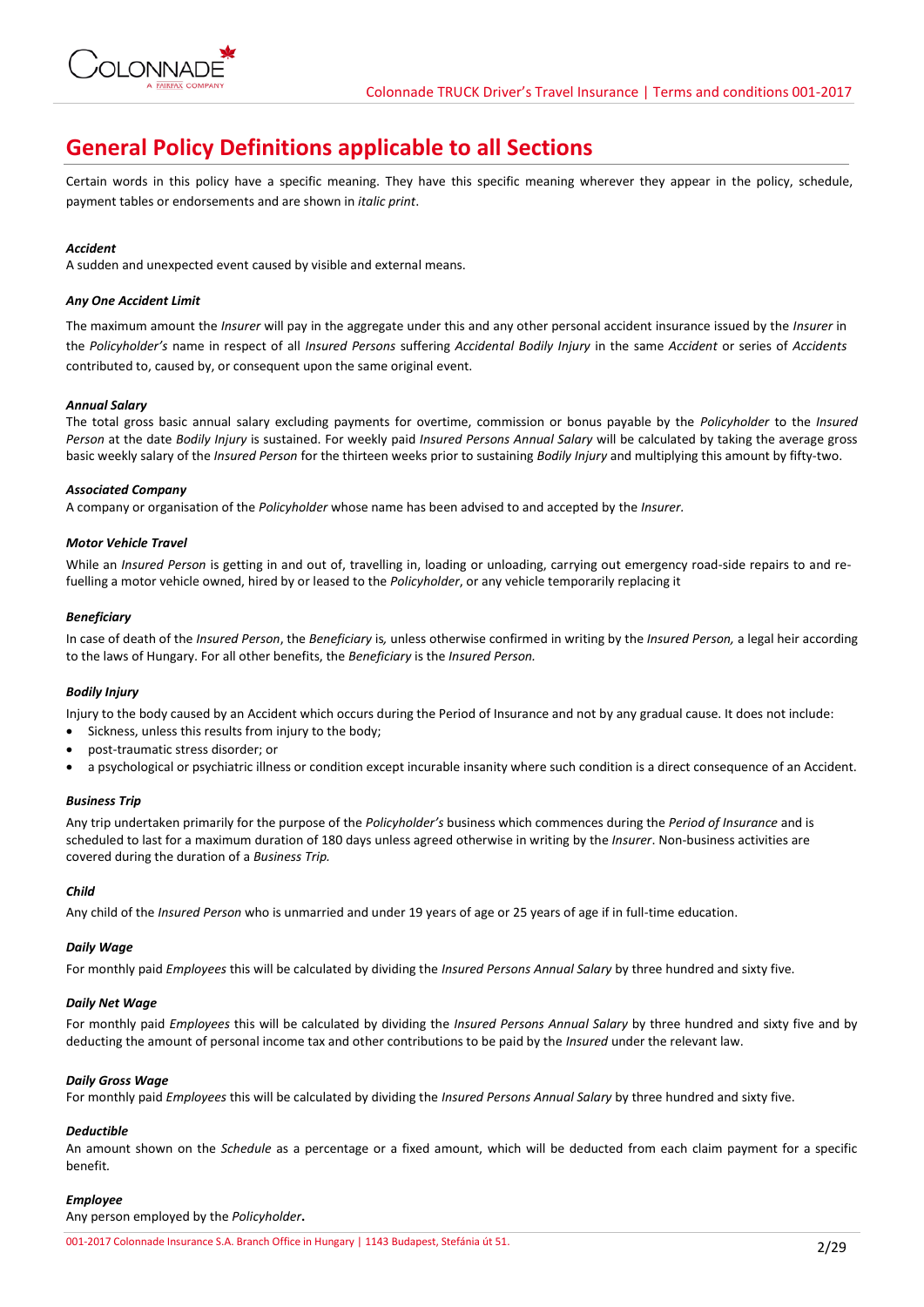# General Policy Definitions applicable to all Sections

Certain words in this policy have a specific meaning. They have this specific meaning wherever they appear in the policy, schedule, payment tables or endorsements and are shown in *italic print*.

***Accident***

A sudden and unexpected event caused by visible and external means.

***Any One Accident Limit***

The maximum amount the *Insurer* will pay in the aggregate under this and any other personal accident insurance issued by the *Insurer* in the *Policyholder's* name in respect of all *Insured Persons* suffering *Accidental Bodily Injury* in the same *Accident* or series of *Accidents* contributed to, caused by, or consequent upon the same original event.

***Annual Salary***

The total gross basic annual salary excluding payments for overtime, commission or bonus payable by the *Policyholder* to the *Insured Person* at the date *Bodily Injury* is sustained. For weekly paid *Insured Persons Annual Salary* will be calculated by taking the average gross basic weekly salary of the *Insured Person* for the thirteen weeks prior to sustaining *Bodily Injury* and multiplying this amount by fifty-two.

***Associated Company***

A company or organisation of the *Policyholder* whose name has been advised to and accepted by the *Insurer*.

***Motor Vehicle Travel***

While an *Insured Person* is getting in and out of, travelling in, loading or unloading, carrying out emergency road-side repairs to and re-fuelling a motor vehicle owned, hired by or leased to the *Policyholder*, or any vehicle temporarily replacing it

***Beneficiary***

In case of death of the *Insured Person*, the *Beneficiary* is, unless otherwise confirmed in writing by the *Insured Person,* a legal heir according to the laws of Hungary. For all other benefits, the *Beneficiary* is the *Insured Person.*

***Bodily Injury***

Injury to the body caused by an Accident which occurs during the Period of Insurance and not by any gradual cause. It does not include:

- Sickness, unless this results from injury to the body;
- post-traumatic stress disorder; or
- a psychological or psychiatric illness or condition except incurable insanity where such condition is a direct consequence of an Accident.

***Business Trip***

Any trip undertaken primarily for the purpose of the *Policyholder's* business which commences during the *Period of Insurance* and is scheduled to last for a maximum duration of 180 days unless agreed otherwise in writing by the *Insurer*. Non-business activities are covered during the duration of a *Business Trip.*

***Child***

Any child of the *Insured Person* who is unmarried and under 19 years of age or 25 years of age if in full-time education.

***Daily Wage***

For monthly paid *Employees* this will be calculated by dividing the *Insured Persons Annual Salary* by three hundred and sixty five.

***Daily Net Wage***

For monthly paid *Employees* this will be calculated by dividing the *Insured Persons Annual Salary* by three hundred and sixty five and by deducting the amount of personal income tax and other contributions to be paid by the *Insured* under the relevant law.

***Daily Gross Wage***

For monthly paid *Employees* this will be calculated by dividing the *Insured Persons Annual Salary* by three hundred and sixty five.

***Deductible***

An amount shown on the *Schedule* as a percentage or a fixed amount, which will be deducted from each claim payment for a specific benefit.

***Employee***

Any person employed by the *Policyholder*.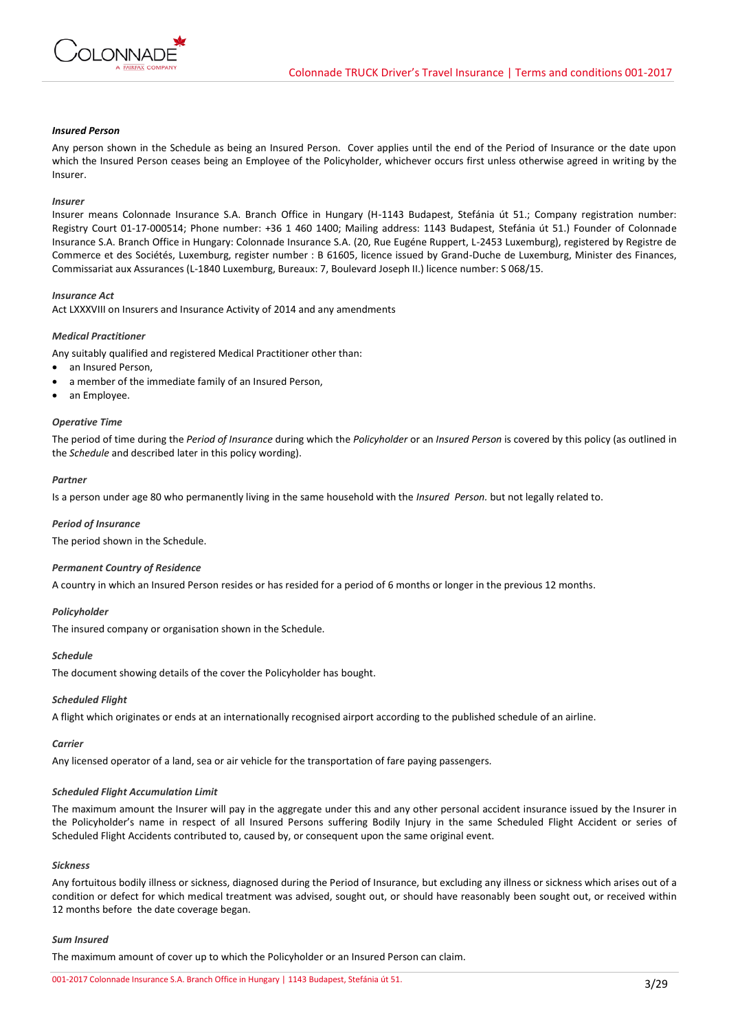***Insured Person***

Any person shown in the Schedule as being an Insured Person. Cover applies until the end of the Period of Insurance or the date upon which the Insured Person ceases being an Employee of the Policyholder, whichever occurs first unless otherwise agreed in writing by the Insurer.

***Insurer***

Insurer means Colonnade Insurance S.A. Branch Office in Hungary (H-1143 Budapest, Stefánia út 51.; Company registration number: Registry Court 01-17-000514; Phone number: +36 1 460 1400; Mailing address: 1143 Budapest, Stefánia út 51.) Founder of Colonnade Insurance S.A. Branch Office in Hungary: Colonnade Insurance S.A. (20, Rue Eugéne Ruppert, L-2453 Luxemburg), registered by Registre de Commerce et des Sociétés, Luxemburg, register number : B 61605, licence issued by Grand-Duche de Luxemburg, Minister des Finances, Commissariat aux Assurances (L-1840 Luxemburg, Bureaux: 7, Boulevard Joseph II.) licence number: S 068/15.

***Insurance Act***

Act LXXXVIII on Insurers and Insurance Activity of 2014 and any amendments

***Medical Practitioner***

Any suitably qualified and registered Medical Practitioner other than:

- an Insured Person,
- a member of the immediate family of an Insured Person,
- an Employee.

***Operative Time***

The period of time during the *Period of Insurance* during which the *Policyholder* or an *Insured Person* is covered by this policy (as outlined in the *Schedule* and described later in this policy wording).

***Partner***

Is a person under age 80 who permanently living in the same household with the *Insured Person.* but not legally related to.

***Period of Insurance***

The period shown in the Schedule.

***Permanent Country of Residence***

A country in which an Insured Person resides or has resided for a period of 6 months or longer in the previous 12 months.

***Policyholder***

The insured company or organisation shown in the Schedule.

***Schedule***

The document showing details of the cover the Policyholder has bought.

***Scheduled Flight***

A flight which originates or ends at an internationally recognised airport according to the published schedule of an airline.

***Carrier***

Any licensed operator of a land, sea or air vehicle for the transportation of fare paying passengers.

***Scheduled Flight Accumulation Limit***

The maximum amount the Insurer will pay in the aggregate under this and any other personal accident insurance issued by the Insurer in the Policyholder's name in respect of all Insured Persons suffering Bodily Injury in the same Scheduled Flight Accident or series of Scheduled Flight Accidents contributed to, caused by, or consequent upon the same original event.

***Sickness***

Any fortuitous bodily illness or sickness, diagnosed during the Period of Insurance, but excluding any illness or sickness which arises out of a condition or defect for which medical treatment was advised, sought out, or should have reasonably been sought out, or received within 12 months before the date coverage began.

***Sum Insured***

The maximum amount of cover up to which the Policyholder or an Insured Person can claim.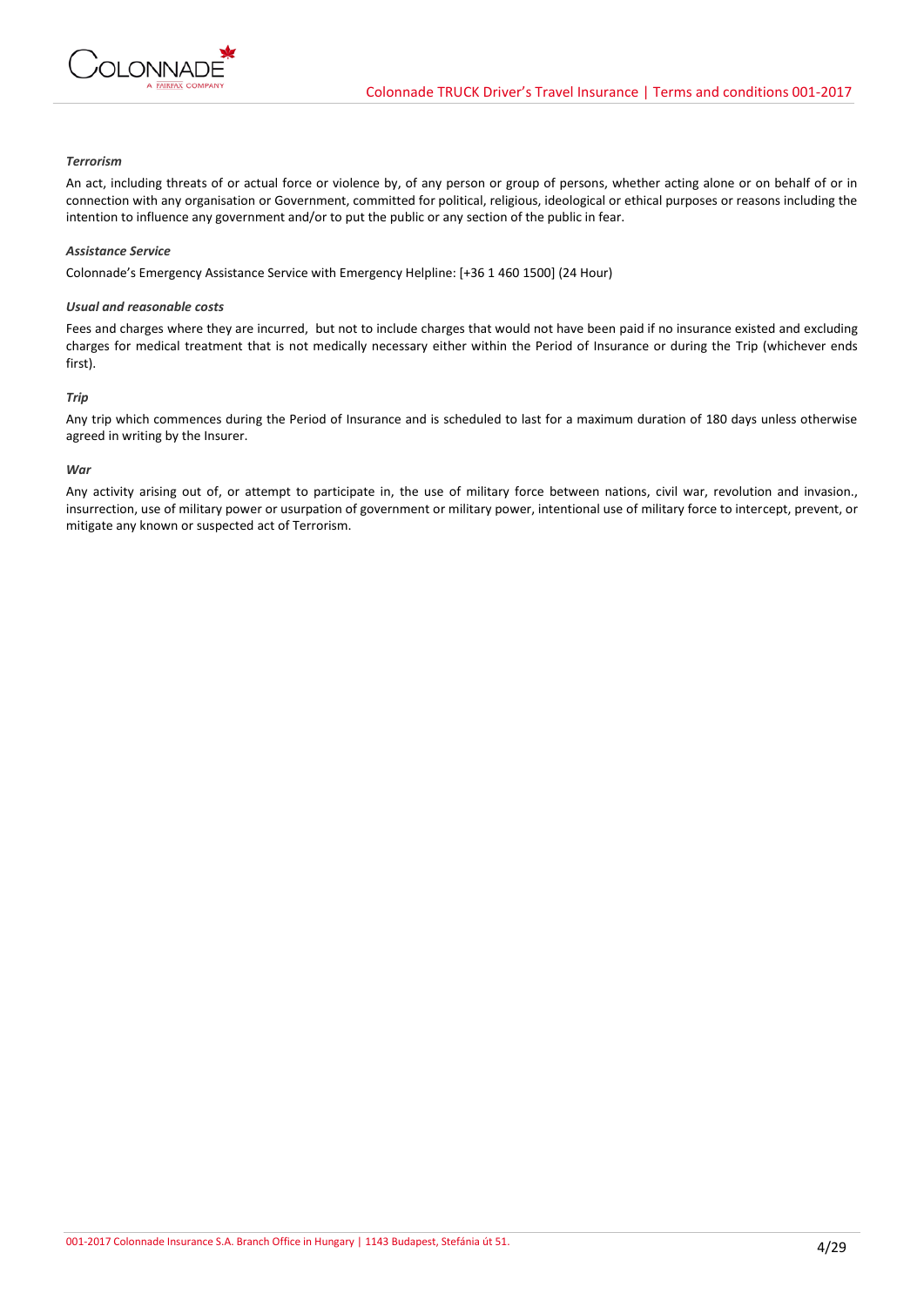***Terrorism***

An act, including threats of or actual force or violence by, of any person or group of persons, whether acting alone or on behalf of or in connection with any organisation or Government, committed for political, religious, ideological or ethical purposes or reasons including the intention to influence any government and/or to put the public or any section of the public in fear.

***Assistance Service***

Colonnade's Emergency Assistance Service with Emergency Helpline: [+36 1 460 1500] (24 Hour)

***Usual and reasonable costs***

Fees and charges where they are incurred, but not to include charges that would not have been paid if no insurance existed and excluding charges for medical treatment that is not medically necessary either within the Period of Insurance or during the Trip (whichever ends first).

***Trip***

Any trip which commences during the Period of Insurance and is scheduled to last for a maximum duration of 180 days unless otherwise agreed in writing by the Insurer.

***War***

Any activity arising out of, or attempt to participate in, the use of military force between nations, civil war, revolution and invasion., insurrection, use of military power or usurpation of government or military power, intentional use of military force to intercept, prevent, or mitigate any known or suspected act of Terrorism.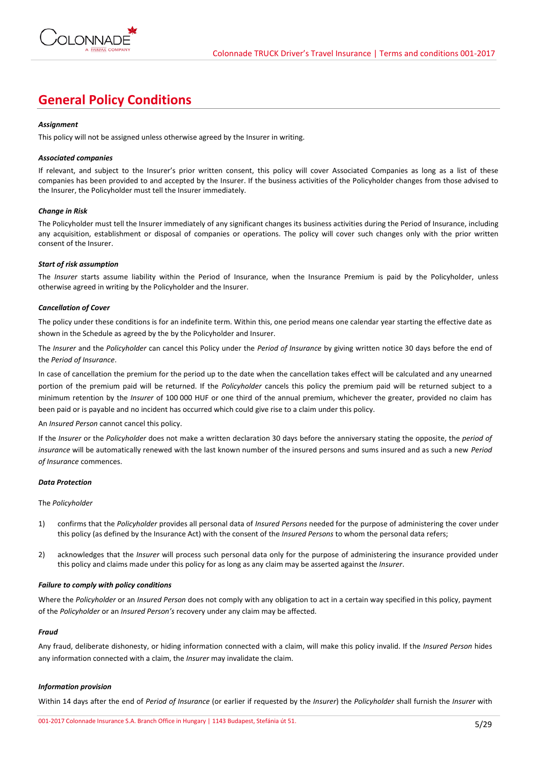# General Policy Conditions

***Assignment***

This policy will not be assigned unless otherwise agreed by the Insurer in writing.

***Associated companies***

If relevant, and subject to the Insurer's prior written consent, this policy will cover Associated Companies as long as a list of these companies has been provided to and accepted by the Insurer. If the business activities of the Policyholder changes from those advised to the Insurer, the Policyholder must tell the Insurer immediately.

***Change in Risk***

The Policyholder must tell the Insurer immediately of any significant changes its business activities during the Period of Insurance, including any acquisition, establishment or disposal of companies or operations. The policy will cover such changes only with the prior written consent of the Insurer.

***Start of risk assumption***

The *Insurer* starts assume liability within the Period of Insurance, when the Insurance Premium is paid by the Policyholder, unless otherwise agreed in writing by the Policyholder and the Insurer.

***Cancellation of Cover***

The policy under these conditions is for an indefinite term. Within this, one period means one calendar year starting the effective date as shown in the Schedule as agreed by the by the Policyholder and Insurer.

The *Insurer* and the *Policyholder* can cancel this Policy under the *Period of Insurance* by giving written notice 30 days before the end of the *Period of Insurance*.

In case of cancellation the premium for the period up to the date when the cancellation takes effect will be calculated and any unearned portion of the premium paid will be returned. If the *Policyholder* cancels this policy the premium paid will be returned subject to a minimum retention by the *Insurer* of 100 000 HUF or one third of the annual premium, whichever the greater, provided no claim has been paid or is payable and no incident has occurred which could give rise to a claim under this policy.

An *Insured Person* cannot cancel this policy.

If the *Insurer* or the *Policyholder* does not make a written declaration 30 days before the anniversary stating the opposite, the *period of insurance* will be automatically renewed with the last known number of the insured persons and sums insured and as such a new *Period of Insurance* commences.

***Data Protection***

The *Policyholder*

1) confirms that the *Policyholder* provides all personal data of *Insured Persons* needed for the purpose of administering the cover under this policy (as defined by the Insurance Act) with the consent of the *Insured Persons* to whom the personal data refers;

2) acknowledges that the *Insurer* will process such personal data only for the purpose of administering the insurance provided under this policy and claims made under this policy for as long as any claim may be asserted against the *Insurer*.

***Failure to comply with policy conditions***

Where the *Policyholder* or an *Insured Person* does not comply with any obligation to act in a certain way specified in this policy, payment of the *Policyholder* or an *Insured Person's* recovery under any claim may be affected.

***Fraud***

Any fraud, deliberate dishonesty, or hiding information connected with a claim, will make this policy invalid. If the *Insured Person* hides any information connected with a claim, the *Insurer* may invalidate the claim.

***Information provision***

Within 14 days after the end of *Period of Insurance* (or earlier if requested by the *Insurer*) the *Policyholder* shall furnish the *Insurer* with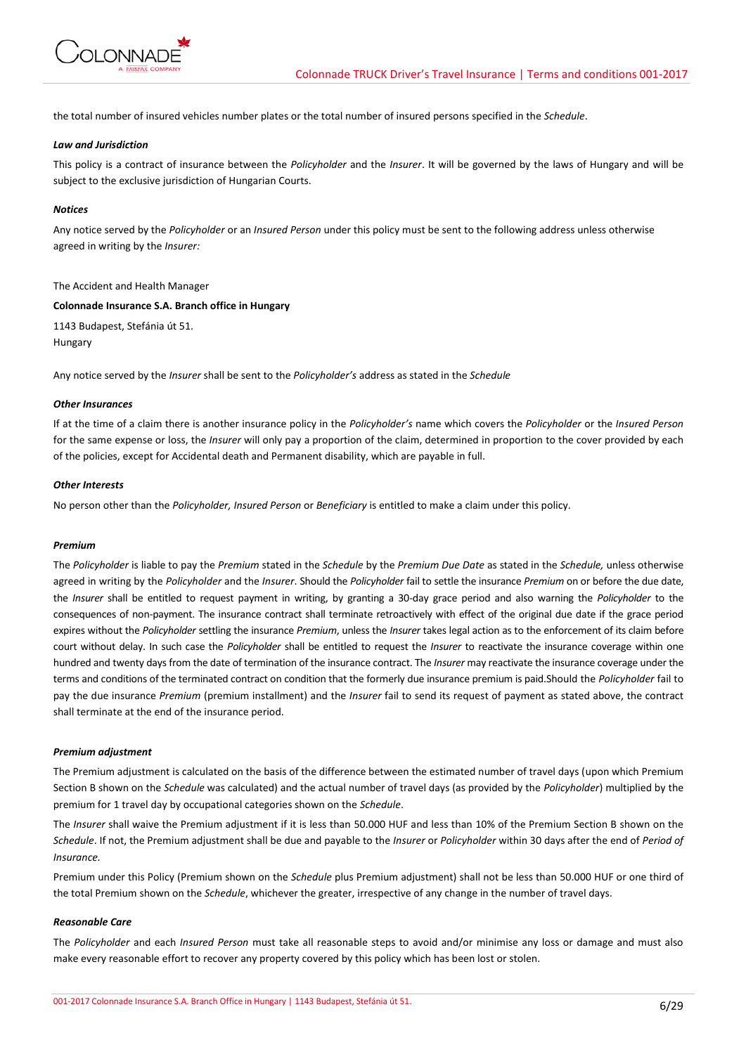the total number of insured vehicles number plates or the total number of insured persons specified in the *Schedule*.

***Law and Jurisdiction***

This policy is a contract of insurance between the *Policyholder* and the *Insurer*. It will be governed by the laws of Hungary and will be subject to the exclusive jurisdiction of Hungarian Courts.

***Notices***

Any notice served by the *Policyholder* or an *Insured Person* under this policy must be sent to the following address unless otherwise agreed in writing by the *Insurer:*

The Accident and Health Manager

**Colonnade Insurance S.A. Branch office in Hungary**

1143 Budapest, Stefánia út 51.
Hungary

Any notice served by the *Insurer* shall be sent to the *Policyholder's* address as stated in the *Schedule*

***Other Insurances***

If at the time of a claim there is another insurance policy in the *Policyholder's* name which covers the *Policyholder* or the *Insured Person* for the same expense or loss, the *Insurer* will only pay a proportion of the claim, determined in proportion to the cover provided by each of the policies, except for Accidental death and Permanent disability, which are payable in full.

***Other Interests***

No person other than the *Policyholder, Insured Person* or *Beneficiary* is entitled to make a claim under this policy.

***Premium***

The *Policyholder* is liable to pay the *Premium* stated in the *Schedule* by the *Premium Due Date* as stated in the *Schedule,* unless otherwise agreed in writing by the *Policyholder* and the *Insurer*. Should the *Policyholder* fail to settle the insurance *Premium* on or before the due date, the *Insurer* shall be entitled to request payment in writing, by granting a 30-day grace period and also warning the *Policyholder* to the consequences of non-payment. The insurance contract shall terminate retroactively with effect of the original due date if the grace period expires without the *Policyholder* settling the insurance *Premium*, unless the *Insurer* takes legal action as to the enforcement of its claim before court without delay. In such case the *Policyholder* shall be entitled to request the *Insurer* to reactivate the insurance coverage within one hundred and twenty days from the date of termination of the insurance contract. The *Insurer* may reactivate the insurance coverage under the terms and conditions of the terminated contract on condition that the formerly due insurance premium is paid.Should the *Policyholder* fail to pay the due insurance *Premium* (premium installment) and the *Insurer* fail to send its request of payment as stated above, the contract shall terminate at the end of the insurance period.

***Premium adjustment***

The Premium adjustment is calculated on the basis of the difference between the estimated number of travel days (upon which Premium Section B shown on the *Schedule* was calculated) and the actual number of travel days (as provided by the *Policyholder*) multiplied by the premium for 1 travel day by occupational categories shown on the *Schedule*.

The *Insurer* shall waive the Premium adjustment if it is less than 50.000 HUF and less than 10% of the Premium Section B shown on the *Schedule*. If not, the Premium adjustment shall be due and payable to the *Insurer* or *Policyholder* within 30 days after the end of *Period of Insurance.*

Premium under this Policy (Premium shown on the *Schedule* plus Premium adjustment) shall not be less than 50.000 HUF or one third of the total Premium shown on the *Schedule*, whichever the greater, irrespective of any change in the number of travel days.

***Reasonable Care***

The *Policyholder* and each *Insured Person* must take all reasonable steps to avoid and/or minimise any loss or damage and must also make every reasonable effort to recover any property covered by this policy which has been lost or stolen.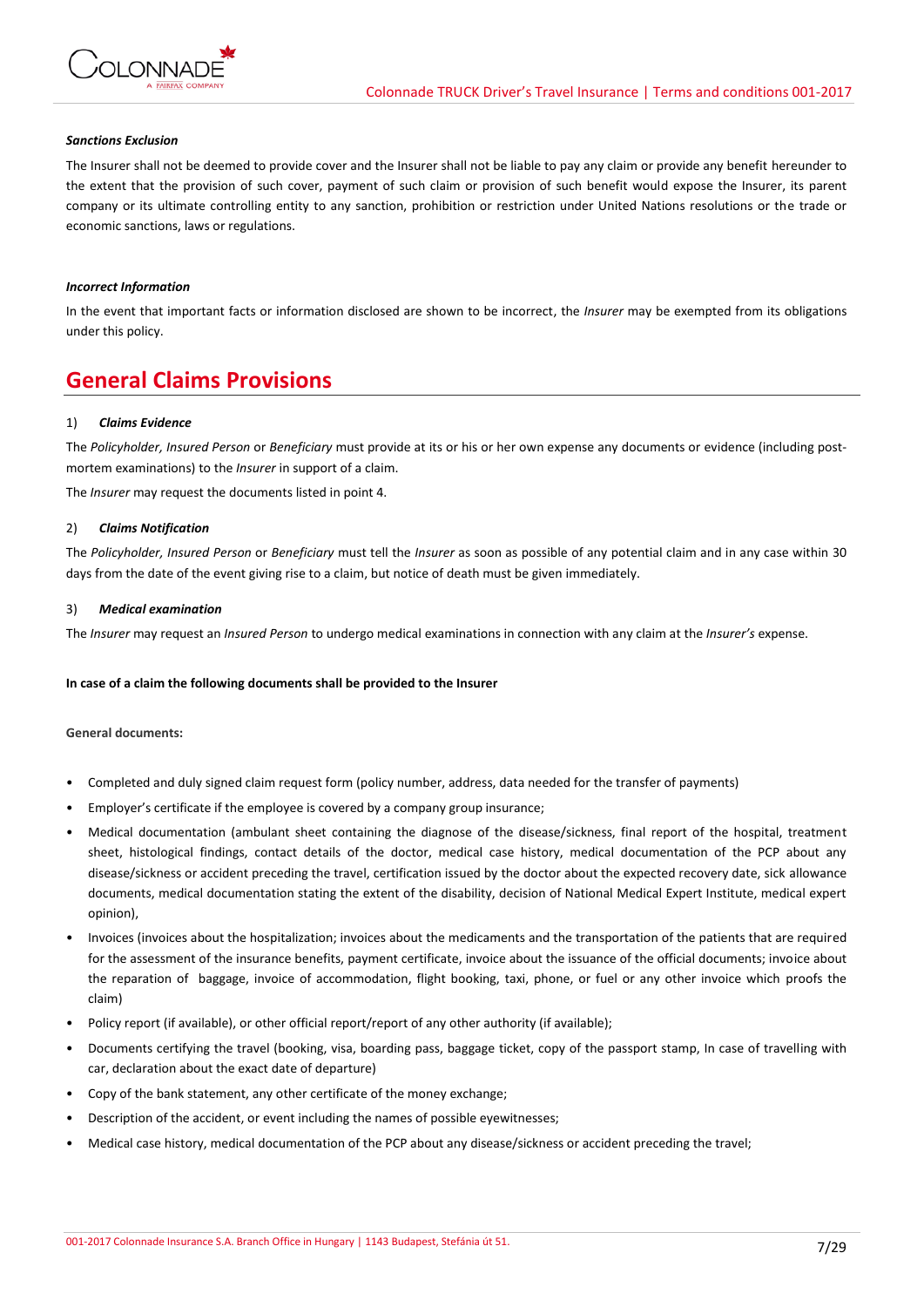***Sanctions Exclusion***

The Insurer shall not be deemed to provide cover and the Insurer shall not be liable to pay any claim or provide any benefit hereunder to the extent that the provision of such cover, payment of such claim or provision of such benefit would expose the Insurer, its parent company or its ultimate controlling entity to any sanction, prohibition or restriction under United Nations resolutions or the trade or economic sanctions, laws or regulations.

***Incorrect Information***

In the event that important facts or information disclosed are shown to be incorrect, the *Insurer* may be exempted from its obligations under this policy.

# General Claims Provisions

1) ***Claims Evidence***

The *Policyholder, Insured Person* or *Beneficiary* must provide at its or his or her own expense any documents or evidence (including post-mortem examinations) to the *Insurer* in support of a claim.

The *Insurer* may request the documents listed in point 4.

2) ***Claims Notification***

The *Policyholder, Insured Person* or *Beneficiary* must tell the *Insurer* as soon as possible of any potential claim and in any case within 30 days from the date of the event giving rise to a claim, but notice of death must be given immediately.

3) ***Medical examination***

The *Insurer* may request an *Insured Person* to undergo medical examinations in connection with any claim at the *Insurer's* expense.

**In case of a claim the following documents shall be provided to the Insurer**

**General documents:**

- Completed and duly signed claim request form (policy number, address, data needed for the transfer of payments)
- Employer's certificate if the employee is covered by a company group insurance;
- Medical documentation (ambulant sheet containing the diagnose of the disease/sickness, final report of the hospital, treatment sheet, histological findings, contact details of the doctor, medical case history, medical documentation of the PCP about any disease/sickness or accident preceding the travel, certification issued by the doctor about the expected recovery date, sick allowance documents, medical documentation stating the extent of the disability, decision of National Medical Expert Institute, medical expert opinion),
- Invoices (invoices about the hospitalization; invoices about the medicaments and the transportation of the patients that are required for the assessment of the insurance benefits, payment certificate, invoice about the issuance of the official documents; invoice about the reparation of baggage, invoice of accommodation, flight booking, taxi, phone, or fuel or any other invoice which proofs the claim)
- Policy report (if available), or other official report/report of any other authority (if available);
- Documents certifying the travel (booking, visa, boarding pass, baggage ticket, copy of the passport stamp, In case of travelling with car, declaration about the exact date of departure)
- Copy of the bank statement, any other certificate of the money exchange;
- Description of the accident, or event including the names of possible eyewitnesses;
- Medical case history, medical documentation of the PCP about any disease/sickness or accident preceding the travel;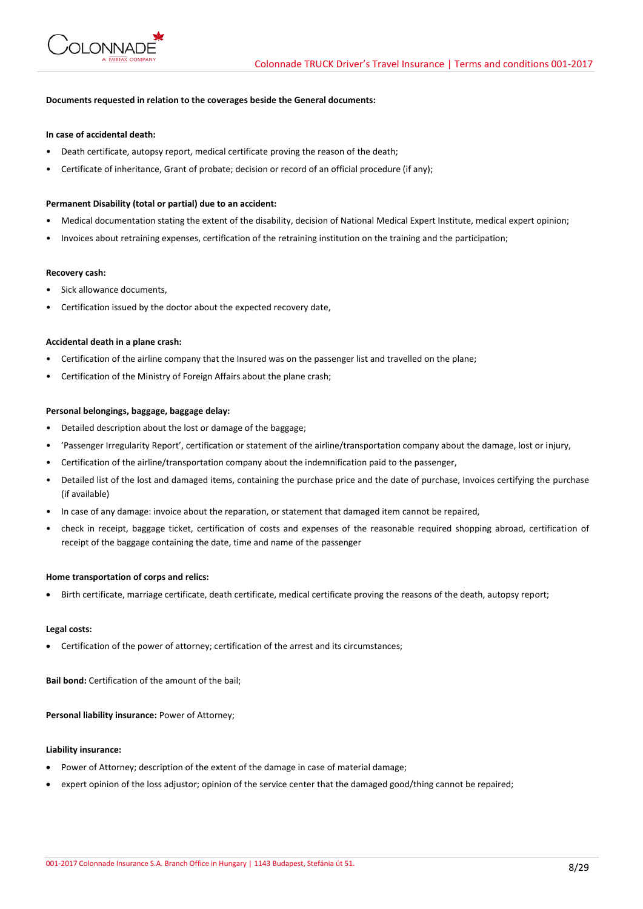**Documents requested in relation to the coverages beside the General documents:**

**In case of accidental death:**

- Death certificate, autopsy report, medical certificate proving the reason of the death;
- Certificate of inheritance, Grant of probate; decision or record of an official procedure (if any);

**Permanent Disability (total or partial) due to an accident:**

- Medical documentation stating the extent of the disability, decision of National Medical Expert Institute, medical expert opinion;
- Invoices about retraining expenses, certification of the retraining institution on the training and the participation;

**Recovery cash:**

- Sick allowance documents,
- Certification issued by the doctor about the expected recovery date,

**Accidental death in a plane crash:**

- Certification of the airline company that the Insured was on the passenger list and travelled on the plane;
- Certification of the Ministry of Foreign Affairs about the plane crash;

**Personal belongings, baggage, baggage delay:**

- Detailed description about the lost or damage of the baggage;
- 'Passenger Irregularity Report', certification or statement of the airline/transportation company about the damage, lost or injury,
- Certification of the airline/transportation company about the indemnification paid to the passenger,
- Detailed list of the lost and damaged items, containing the purchase price and the date of purchase, Invoices certifying the purchase (if available)
- In case of any damage: invoice about the reparation, or statement that damaged item cannot be repaired,
- check in receipt, baggage ticket, certification of costs and expenses of the reasonable required shopping abroad, certification of receipt of the baggage containing the date, time and name of the passenger

**Home transportation of corps and relics:**

- Birth certificate, marriage certificate, death certificate, medical certificate proving the reasons of the death, autopsy report;

**Legal costs:**

- Certification of the power of attorney; certification of the arrest and its circumstances;

**Bail bond:** Certification of the amount of the bail;

**Personal liability insurance:** Power of Attorney;

**Liability insurance:**

- Power of Attorney; description of the extent of the damage in case of material damage;
- expert opinion of the loss adjustor; opinion of the service center that the damaged good/thing cannot be repaired;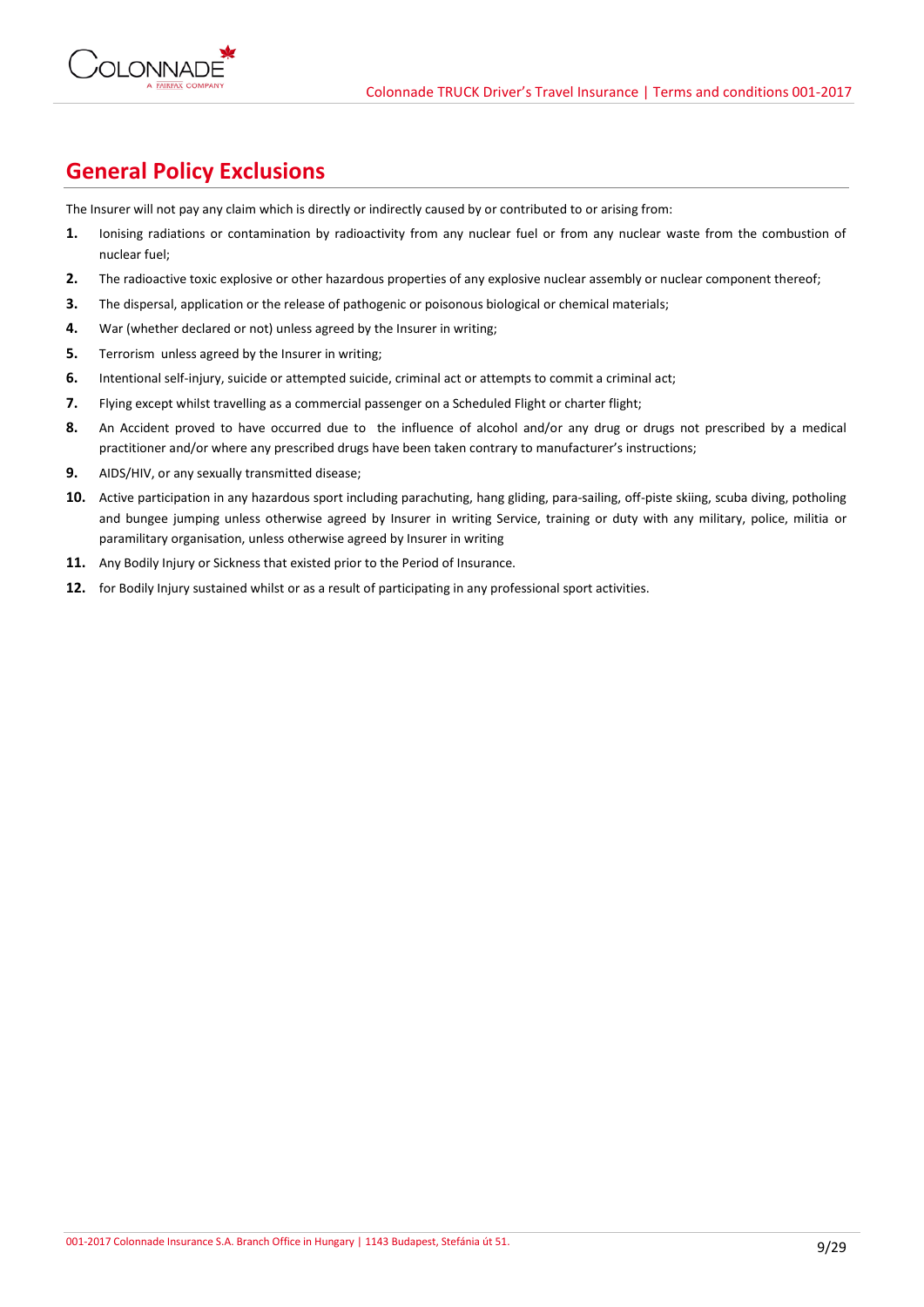## General Policy Exclusions

The Insurer will not pay any claim which is directly or indirectly caused by or contributed to or arising from:

1. Ionising radiations or contamination by radioactivity from any nuclear fuel or from any nuclear waste from the combustion of nuclear fuel;
2. The radioactive toxic explosive or other hazardous properties of any explosive nuclear assembly or nuclear component thereof;
3. The dispersal, application or the release of pathogenic or poisonous biological or chemical materials;
4. War (whether declared or not) unless agreed by the Insurer in writing;
5. Terrorism unless agreed by the Insurer in writing;
6. Intentional self-injury, suicide or attempted suicide, criminal act or attempts to commit a criminal act;
7. Flying except whilst travelling as a commercial passenger on a Scheduled Flight or charter flight;
8. An Accident proved to have occurred due to the influence of alcohol and/or any drug or drugs not prescribed by a medical practitioner and/or where any prescribed drugs have been taken contrary to manufacturer's instructions;
9. AIDS/HIV, or any sexually transmitted disease;
10. Active participation in any hazardous sport including parachuting, hang gliding, para-sailing, off-piste skiing, scuba diving, potholing and bungee jumping unless otherwise agreed by Insurer in writing Service, training or duty with any military, police, militia or paramilitary organisation, unless otherwise agreed by Insurer in writing
11. Any Bodily Injury or Sickness that existed prior to the Period of Insurance.
12. for Bodily Injury sustained whilst or as a result of participating in any professional sport activities.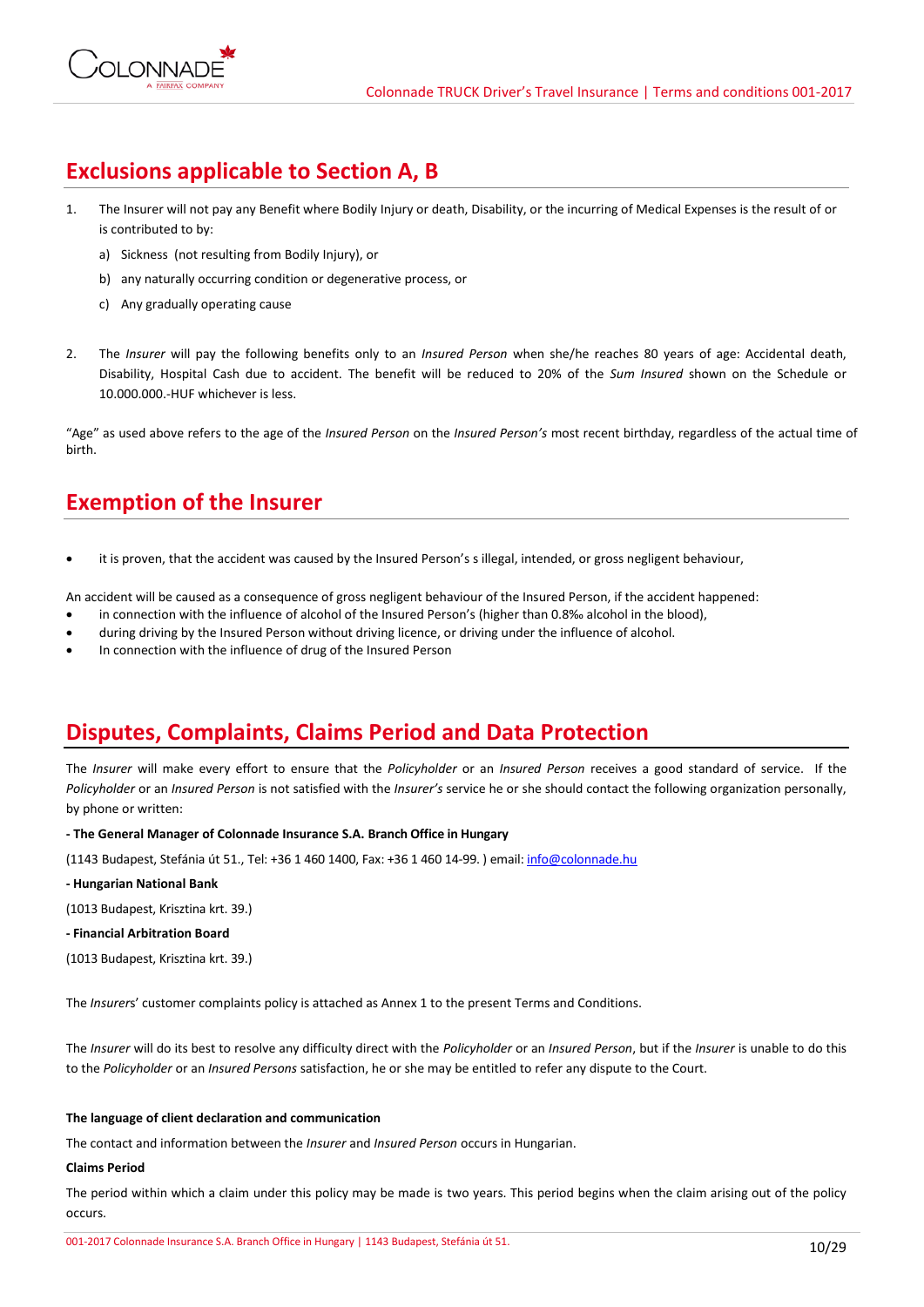## Exclusions applicable to Section A, B

1. The Insurer will not pay any Benefit where Bodily Injury or death, Disability, or the incurring of Medical Expenses is the result of or is contributed to by:
   a) Sickness (not resulting from Bodily Injury), or
   b) any naturally occurring condition or degenerative process, or
   c) Any gradually operating cause

2. The *Insurer* will pay the following benefits only to an *Insured Person* when she/he reaches 80 years of age: Accidental death, Disability, Hospital Cash due to accident. The benefit will be reduced to 20% of the *Sum Insured* shown on the Schedule or 10.000.000.-HUF whichever is less.

"Age" as used above refers to the age of the *Insured Person* on the *Insured Person's* most recent birthday, regardless of the actual time of birth.

## Exemption of the Insurer

- it is proven, that the accident was caused by the Insured Person's s illegal, intended, or gross negligent behaviour,

An accident will be caused as a consequence of gross negligent behaviour of the Insured Person, if the accident happened:

- in connection with the influence of alcohol of the Insured Person's (higher than 0.8‰ alcohol in the blood),
- during driving by the Insured Person without driving licence, or driving under the influence of alcohol.
- In connection with the influence of drug of the Insured Person

## Disputes, Complaints, Claims Period and Data Protection

The *Insurer* will make every effort to ensure that the *Policyholder* or an *Insured Person* receives a good standard of service. If the *Policyholder* or an *Insured Person* is not satisfied with the *Insurer's* service he or she should contact the following organization personally, by phone or written:

**- The General Manager of Colonnade Insurance S.A. Branch Office in Hungary**

(1143 Budapest, Stefánia út 51., Tel: +36 1 460 1400, Fax: +36 1 460 14-99. ) email: info@colonnade.hu

**- Hungarian National Bank**

(1013 Budapest, Krisztina krt. 39.)

**- Financial Arbitration Board**

(1013 Budapest, Krisztina krt. 39.)

The *Insurers*' customer complaints policy is attached as Annex 1 to the present Terms and Conditions.

The *Insurer* will do its best to resolve any difficulty direct with the *Policyholder* or an *Insured Person*, but if the *Insurer* is unable to do this to the *Policyholder* or an *Insured Persons* satisfaction, he or she may be entitled to refer any dispute to the Court.

**The language of client declaration and communication**

The contact and information between the *Insurer* and *Insured Person* occurs in Hungarian.

**Claims Period**

The period within which a claim under this policy may be made is two years. This period begins when the claim arising out of the policy occurs.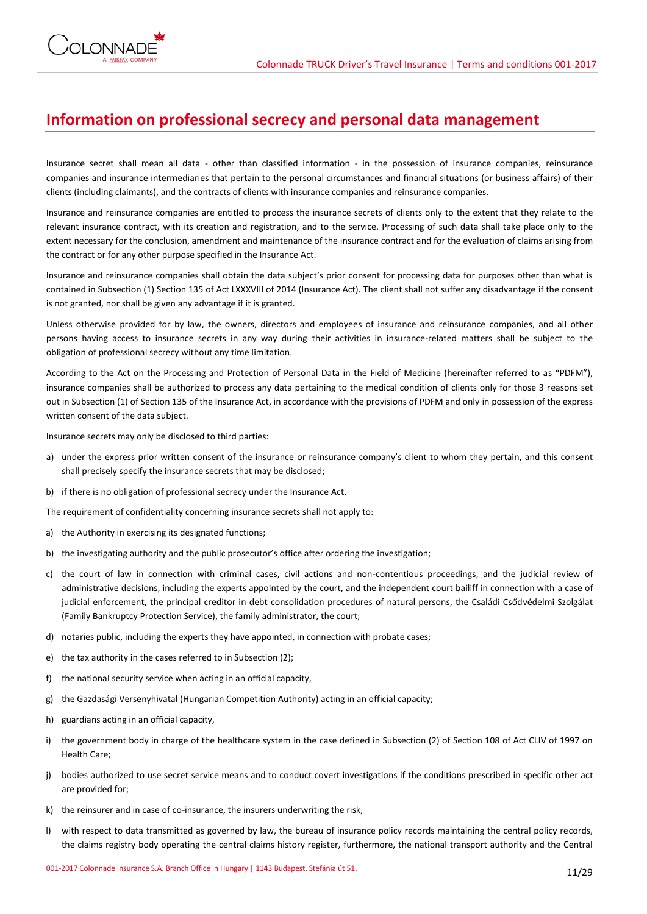# Information on professional secrecy and personal data management

Insurance secret shall mean all data - other than classified information - in the possession of insurance companies, reinsurance companies and insurance intermediaries that pertain to the personal circumstances and financial situations (or business affairs) of their clients (including claimants), and the contracts of clients with insurance companies and reinsurance companies.

Insurance and reinsurance companies are entitled to process the insurance secrets of clients only to the extent that they relate to the relevant insurance contract, with its creation and registration, and to the service. Processing of such data shall take place only to the extent necessary for the conclusion, amendment and maintenance of the insurance contract and for the evaluation of claims arising from the contract or for any other purpose specified in the Insurance Act.

Insurance and reinsurance companies shall obtain the data subject's prior consent for processing data for purposes other than what is contained in Subsection (1) Section 135 of Act LXXXVIII of 2014 (Insurance Act). The client shall not suffer any disadvantage if the consent is not granted, nor shall be given any advantage if it is granted.

Unless otherwise provided for by law, the owners, directors and employees of insurance and reinsurance companies, and all other persons having access to insurance secrets in any way during their activities in insurance-related matters shall be subject to the obligation of professional secrecy without any time limitation.

According to the Act on the Processing and Protection of Personal Data in the Field of Medicine (hereinafter referred to as "PDFM"), insurance companies shall be authorized to process any data pertaining to the medical condition of clients only for those 3 reasons set out in Subsection (1) of Section 135 of the Insurance Act, in accordance with the provisions of PDFM and only in possession of the express written consent of the data subject.

Insurance secrets may only be disclosed to third parties:

a) under the express prior written consent of the insurance or reinsurance company's client to whom they pertain, and this consent shall precisely specify the insurance secrets that may be disclosed;
b) if there is no obligation of professional secrecy under the Insurance Act.

The requirement of confidentiality concerning insurance secrets shall not apply to:

a) the Authority in exercising its designated functions;
b) the investigating authority and the public prosecutor's office after ordering the investigation;
c) the court of law in connection with criminal cases, civil actions and non-contentious proceedings, and the judicial review of administrative decisions, including the experts appointed by the court, and the independent court bailiff in connection with a case of judicial enforcement, the principal creditor in debt consolidation procedures of natural persons, the Családi Csődvédelmi Szolgálat (Family Bankruptcy Protection Service), the family administrator, the court;
d) notaries public, including the experts they have appointed, in connection with probate cases;
e) the tax authority in the cases referred to in Subsection (2);
f) the national security service when acting in an official capacity,
g) the Gazdasági Versenyhivatal (Hungarian Competition Authority) acting in an official capacity;
h) guardians acting in an official capacity,
i) the government body in charge of the healthcare system in the case defined in Subsection (2) of Section 108 of Act CLIV of 1997 on Health Care;
j) bodies authorized to use secret service means and to conduct covert investigations if the conditions prescribed in specific other act are provided for;
k) the reinsurer and in case of co-insurance, the insurers underwriting the risk,
l) with respect to data transmitted as governed by law, the bureau of insurance policy records maintaining the central policy records, the claims registry body operating the central claims history register, furthermore, the national transport authority and the Central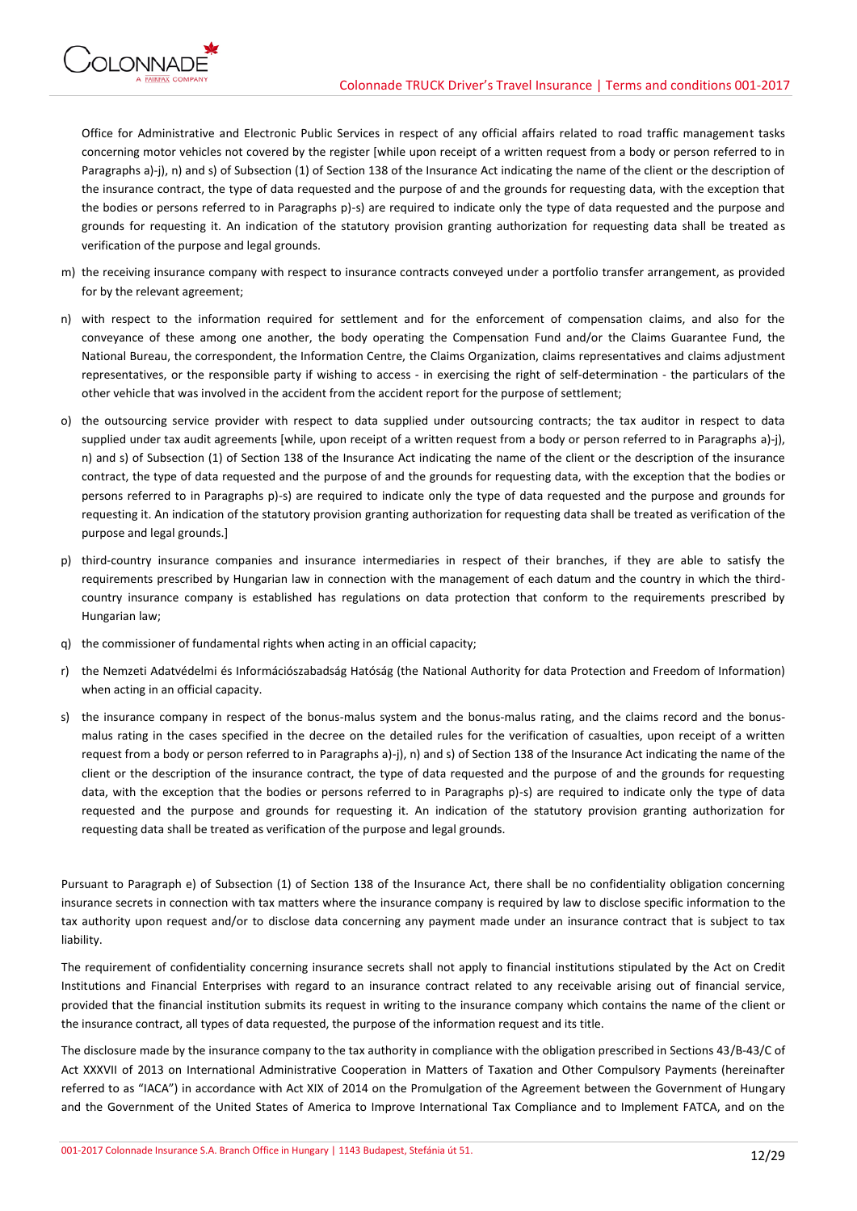Office for Administrative and Electronic Public Services in respect of any official affairs related to road traffic management tasks concerning motor vehicles not covered by the register [while upon receipt of a written request from a body or person referred to in Paragraphs a)-j), n) and s) of Subsection (1) of Section 138 of the Insurance Act indicating the name of the client or the description of the insurance contract, the type of data requested and the purpose of and the grounds for requesting data, with the exception that the bodies or persons referred to in Paragraphs p)-s) are required to indicate only the type of data requested and the purpose and grounds for requesting it. An indication of the statutory provision granting authorization for requesting data shall be treated as verification of the purpose and legal grounds.

m) the receiving insurance company with respect to insurance contracts conveyed under a portfolio transfer arrangement, as provided for by the relevant agreement;

n) with respect to the information required for settlement and for the enforcement of compensation claims, and also for the conveyance of these among one another, the body operating the Compensation Fund and/or the Claims Guarantee Fund, the National Bureau, the correspondent, the Information Centre, the Claims Organization, claims representatives and claims adjustment representatives, or the responsible party if wishing to access - in exercising the right of self-determination - the particulars of the other vehicle that was involved in the accident from the accident report for the purpose of settlement;

o) the outsourcing service provider with respect to data supplied under outsourcing contracts; the tax auditor in respect to data supplied under tax audit agreements [while, upon receipt of a written request from a body or person referred to in Paragraphs a)-j), n) and s) of Subsection (1) of Section 138 of the Insurance Act indicating the name of the client or the description of the insurance contract, the type of data requested and the purpose of and the grounds for requesting data, with the exception that the bodies or persons referred to in Paragraphs p)-s) are required to indicate only the type of data requested and the purpose and grounds for requesting it. An indication of the statutory provision granting authorization for requesting data shall be treated as verification of the purpose and legal grounds.]

p) third-country insurance companies and insurance intermediaries in respect of their branches, if they are able to satisfy the requirements prescribed by Hungarian law in connection with the management of each datum and the country in which the third-country insurance company is established has regulations on data protection that conform to the requirements prescribed by Hungarian law;

q) the commissioner of fundamental rights when acting in an official capacity;

r) the Nemzeti Adatvédelmi és Információszabadság Hatóság (the National Authority for data Protection and Freedom of Information) when acting in an official capacity.

s) the insurance company in respect of the bonus-malus system and the bonus-malus rating, and the claims record and the bonus-malus rating in the cases specified in the decree on the detailed rules for the verification of casualties, upon receipt of a written request from a body or person referred to in Paragraphs a)-j), n) and s) of Section 138 of the Insurance Act indicating the name of the client or the description of the insurance contract, the type of data requested and the purpose of and the grounds for requesting data, with the exception that the bodies or persons referred to in Paragraphs p)-s) are required to indicate only the type of data requested and the purpose and grounds for requesting it. An indication of the statutory provision granting authorization for requesting data shall be treated as verification of the purpose and legal grounds.

Pursuant to Paragraph e) of Subsection (1) of Section 138 of the Insurance Act, there shall be no confidentiality obligation concerning insurance secrets in connection with tax matters where the insurance company is required by law to disclose specific information to the tax authority upon request and/or to disclose data concerning any payment made under an insurance contract that is subject to tax liability.

The requirement of confidentiality concerning insurance secrets shall not apply to financial institutions stipulated by the Act on Credit Institutions and Financial Enterprises with regard to an insurance contract related to any receivable arising out of financial service, provided that the financial institution submits its request in writing to the insurance company which contains the name of the client or the insurance contract, all types of data requested, the purpose of the information request and its title.

The disclosure made by the insurance company to the tax authority in compliance with the obligation prescribed in Sections 43/B-43/C of Act XXXVII of 2013 on International Administrative Cooperation in Matters of Taxation and Other Compulsory Payments (hereinafter referred to as "IACA") in accordance with Act XIX of 2014 on the Promulgation of the Agreement between the Government of Hungary and the Government of the United States of America to Improve International Tax Compliance and to Implement FATCA, and on the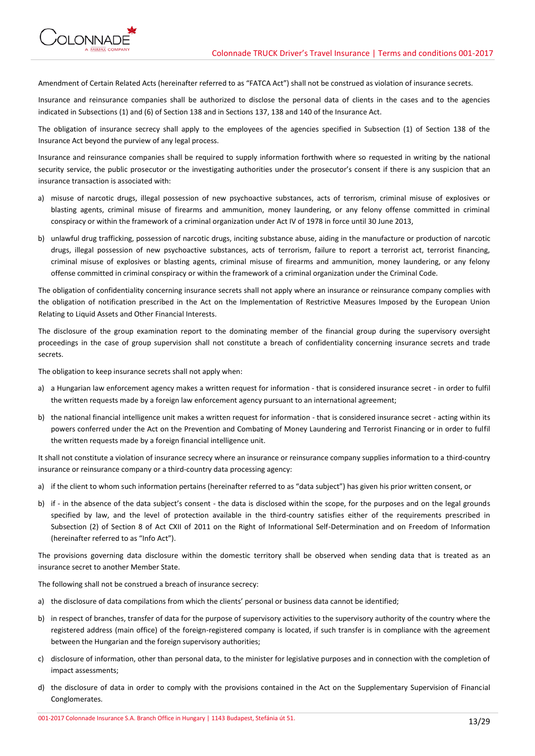Amendment of Certain Related Acts (hereinafter referred to as "FATCA Act") shall not be construed as violation of insurance secrets.

Insurance and reinsurance companies shall be authorized to disclose the personal data of clients in the cases and to the agencies indicated in Subsections (1) and (6) of Section 138 and in Sections 137, 138 and 140 of the Insurance Act.

The obligation of insurance secrecy shall apply to the employees of the agencies specified in Subsection (1) of Section 138 of the Insurance Act beyond the purview of any legal process.

Insurance and reinsurance companies shall be required to supply information forthwith where so requested in writing by the national security service, the public prosecutor or the investigating authorities under the prosecutor's consent if there is any suspicion that an insurance transaction is associated with:

a) misuse of narcotic drugs, illegal possession of new psychoactive substances, acts of terrorism, criminal misuse of explosives or blasting agents, criminal misuse of firearms and ammunition, money laundering, or any felony offense committed in criminal conspiracy or within the framework of a criminal organization under Act IV of 1978 in force until 30 June 2013,

b) unlawful drug trafficking, possession of narcotic drugs, inciting substance abuse, aiding in the manufacture or production of narcotic drugs, illegal possession of new psychoactive substances, acts of terrorism, failure to report a terrorist act, terrorist financing, criminal misuse of explosives or blasting agents, criminal misuse of firearms and ammunition, money laundering, or any felony offense committed in criminal conspiracy or within the framework of a criminal organization under the Criminal Code.

The obligation of confidentiality concerning insurance secrets shall not apply where an insurance or reinsurance company complies with the obligation of notification prescribed in the Act on the Implementation of Restrictive Measures Imposed by the European Union Relating to Liquid Assets and Other Financial Interests.

The disclosure of the group examination report to the dominating member of the financial group during the supervisory oversight proceedings in the case of group supervision shall not constitute a breach of confidentiality concerning insurance secrets and trade secrets.

The obligation to keep insurance secrets shall not apply when:

a) a Hungarian law enforcement agency makes a written request for information - that is considered insurance secret - in order to fulfil the written requests made by a foreign law enforcement agency pursuant to an international agreement;

b) the national financial intelligence unit makes a written request for information - that is considered insurance secret - acting within its powers conferred under the Act on the Prevention and Combating of Money Laundering and Terrorist Financing or in order to fulfil the written requests made by a foreign financial intelligence unit.

It shall not constitute a violation of insurance secrecy where an insurance or reinsurance company supplies information to a third-country insurance or reinsurance company or a third-country data processing agency:

a) if the client to whom such information pertains (hereinafter referred to as "data subject") has given his prior written consent, or

b) if - in the absence of the data subject's consent - the data is disclosed within the scope, for the purposes and on the legal grounds specified by law, and the level of protection available in the third-country satisfies either of the requirements prescribed in Subsection (2) of Section 8 of Act CXII of 2011 on the Right of Informational Self-Determination and on Freedom of Information (hereinafter referred to as "Info Act").

The provisions governing data disclosure within the domestic territory shall be observed when sending data that is treated as an insurance secret to another Member State.

The following shall not be construed a breach of insurance secrecy:

a) the disclosure of data compilations from which the clients' personal or business data cannot be identified;

b) in respect of branches, transfer of data for the purpose of supervisory activities to the supervisory authority of the country where the registered address (main office) of the foreign-registered company is located, if such transfer is in compliance with the agreement between the Hungarian and the foreign supervisory authorities;

c) disclosure of information, other than personal data, to the minister for legislative purposes and in connection with the completion of impact assessments;

d) the disclosure of data in order to comply with the provisions contained in the Act on the Supplementary Supervision of Financial Conglomerates.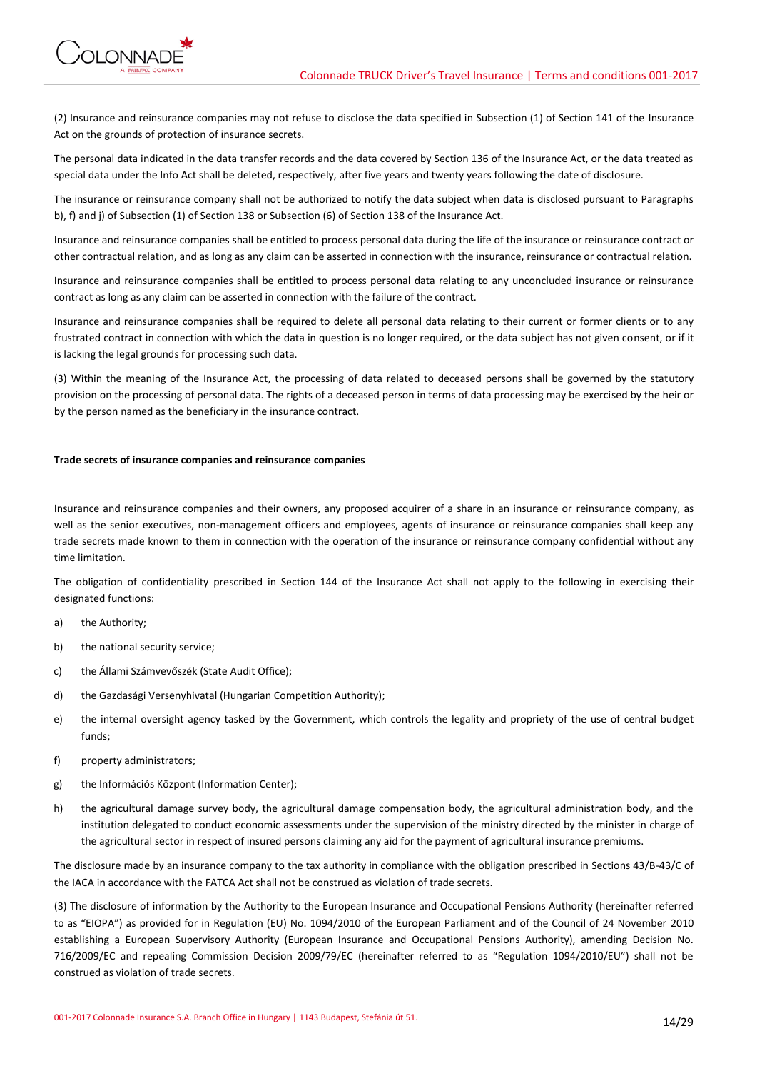(2) Insurance and reinsurance companies may not refuse to disclose the data specified in Subsection (1) of Section 141 of the Insurance Act on the grounds of protection of insurance secrets.

The personal data indicated in the data transfer records and the data covered by Section 136 of the Insurance Act, or the data treated as special data under the Info Act shall be deleted, respectively, after five years and twenty years following the date of disclosure.

The insurance or reinsurance company shall not be authorized to notify the data subject when data is disclosed pursuant to Paragraphs b), f) and j) of Subsection (1) of Section 138 or Subsection (6) of Section 138 of the Insurance Act.

Insurance and reinsurance companies shall be entitled to process personal data during the life of the insurance or reinsurance contract or other contractual relation, and as long as any claim can be asserted in connection with the insurance, reinsurance or contractual relation.

Insurance and reinsurance companies shall be entitled to process personal data relating to any unconcluded insurance or reinsurance contract as long as any claim can be asserted in connection with the failure of the contract.

Insurance and reinsurance companies shall be required to delete all personal data relating to their current or former clients or to any frustrated contract in connection with which the data in question is no longer required, or the data subject has not given consent, or if it is lacking the legal grounds for processing such data.

(3) Within the meaning of the Insurance Act, the processing of data related to deceased persons shall be governed by the statutory provision on the processing of personal data. The rights of a deceased person in terms of data processing may be exercised by the heir or by the person named as the beneficiary in the insurance contract.

**Trade secrets of insurance companies and reinsurance companies**

Insurance and reinsurance companies and their owners, any proposed acquirer of a share in an insurance or reinsurance company, as well as the senior executives, non-management officers and employees, agents of insurance or reinsurance companies shall keep any trade secrets made known to them in connection with the operation of the insurance or reinsurance company confidential without any time limitation.

The obligation of confidentiality prescribed in Section 144 of the Insurance Act shall not apply to the following in exercising their designated functions:

a) the Authority;

b) the national security service;

c) the Állami Számvevőszék (State Audit Office);

d) the Gazdasági Versenyhivatal (Hungarian Competition Authority);

e) the internal oversight agency tasked by the Government, which controls the legality and propriety of the use of central budget funds;

f) property administrators;

g) the Információs Központ (Information Center);

h) the agricultural damage survey body, the agricultural damage compensation body, the agricultural administration body, and the institution delegated to conduct economic assessments under the supervision of the ministry directed by the minister in charge of the agricultural sector in respect of insured persons claiming any aid for the payment of agricultural insurance premiums.

The disclosure made by an insurance company to the tax authority in compliance with the obligation prescribed in Sections 43/B-43/C of the IACA in accordance with the FATCA Act shall not be construed as violation of trade secrets.

(3) The disclosure of information by the Authority to the European Insurance and Occupational Pensions Authority (hereinafter referred to as "EIOPA") as provided for in Regulation (EU) No. 1094/2010 of the European Parliament and of the Council of 24 November 2010 establishing a European Supervisory Authority (European Insurance and Occupational Pensions Authority), amending Decision No. 716/2009/EC and repealing Commission Decision 2009/79/EC (hereinafter referred to as "Regulation 1094/2010/EU") shall not be construed as violation of trade secrets.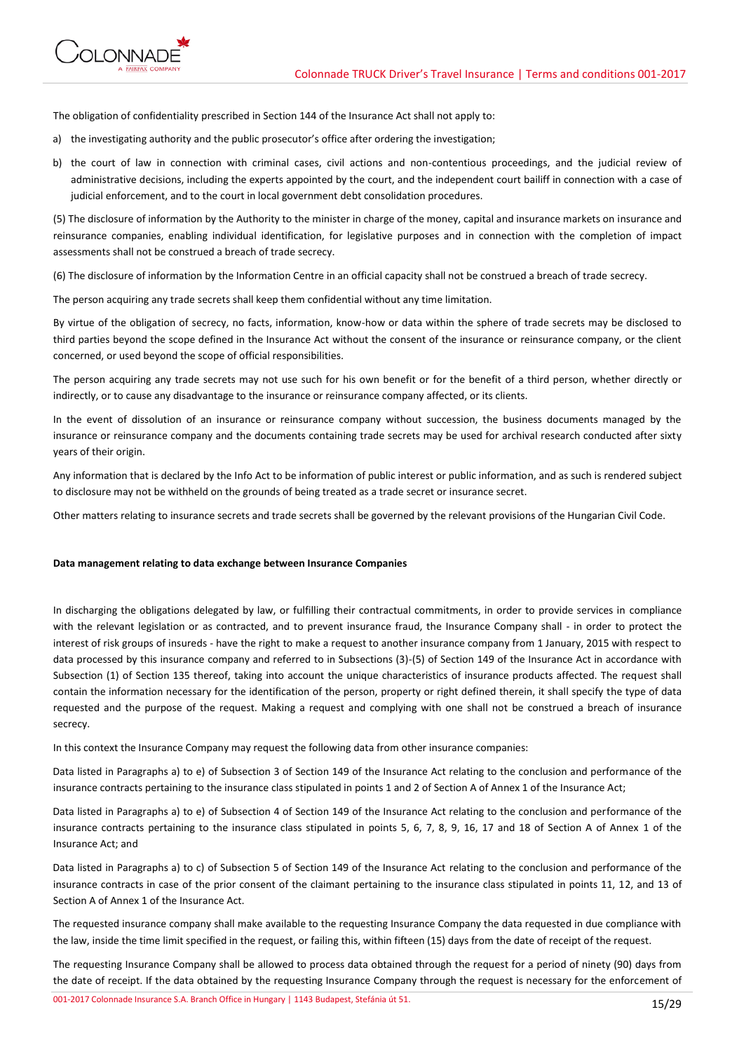The obligation of confidentiality prescribed in Section 144 of the Insurance Act shall not apply to:

a) the investigating authority and the public prosecutor's office after ordering the investigation;

b) the court of law in connection with criminal cases, civil actions and non-contentious proceedings, and the judicial review of administrative decisions, including the experts appointed by the court, and the independent court bailiff in connection with a case of judicial enforcement, and to the court in local government debt consolidation procedures.

(5) The disclosure of information by the Authority to the minister in charge of the money, capital and insurance markets on insurance and reinsurance companies, enabling individual identification, for legislative purposes and in connection with the completion of impact assessments shall not be construed a breach of trade secrecy.

(6) The disclosure of information by the Information Centre in an official capacity shall not be construed a breach of trade secrecy.

The person acquiring any trade secrets shall keep them confidential without any time limitation.

By virtue of the obligation of secrecy, no facts, information, know-how or data within the sphere of trade secrets may be disclosed to third parties beyond the scope defined in the Insurance Act without the consent of the insurance or reinsurance company, or the client concerned, or used beyond the scope of official responsibilities.

The person acquiring any trade secrets may not use such for his own benefit or for the benefit of a third person, whether directly or indirectly, or to cause any disadvantage to the insurance or reinsurance company affected, or its clients.

In the event of dissolution of an insurance or reinsurance company without succession, the business documents managed by the insurance or reinsurance company and the documents containing trade secrets may be used for archival research conducted after sixty years of their origin.

Any information that is declared by the Info Act to be information of public interest or public information, and as such is rendered subject to disclosure may not be withheld on the grounds of being treated as a trade secret or insurance secret.

Other matters relating to insurance secrets and trade secrets shall be governed by the relevant provisions of the Hungarian Civil Code.

**Data management relating to data exchange between Insurance Companies**

In discharging the obligations delegated by law, or fulfilling their contractual commitments, in order to provide services in compliance with the relevant legislation or as contracted, and to prevent insurance fraud, the Insurance Company shall - in order to protect the interest of risk groups of insureds - have the right to make a request to another insurance company from 1 January, 2015 with respect to data processed by this insurance company and referred to in Subsections (3)-(5) of Section 149 of the Insurance Act in accordance with Subsection (1) of Section 135 thereof, taking into account the unique characteristics of insurance products affected. The request shall contain the information necessary for the identification of the person, property or right defined therein, it shall specify the type of data requested and the purpose of the request. Making a request and complying with one shall not be construed a breach of insurance secrecy.

In this context the Insurance Company may request the following data from other insurance companies:

Data listed in Paragraphs a) to e) of Subsection 3 of Section 149 of the Insurance Act relating to the conclusion and performance of the insurance contracts pertaining to the insurance class stipulated in points 1 and 2 of Section A of Annex 1 of the Insurance Act;

Data listed in Paragraphs a) to e) of Subsection 4 of Section 149 of the Insurance Act relating to the conclusion and performance of the insurance contracts pertaining to the insurance class stipulated in points 5, 6, 7, 8, 9, 16, 17 and 18 of Section A of Annex 1 of the Insurance Act; and

Data listed in Paragraphs a) to c) of Subsection 5 of Section 149 of the Insurance Act relating to the conclusion and performance of the insurance contracts in case of the prior consent of the claimant pertaining to the insurance class stipulated in points 11, 12, and 13 of Section A of Annex 1 of the Insurance Act.

The requested insurance company shall make available to the requesting Insurance Company the data requested in due compliance with the law, inside the time limit specified in the request, or failing this, within fifteen (15) days from the date of receipt of the request.

The requesting Insurance Company shall be allowed to process data obtained through the request for a period of ninety (90) days from the date of receipt. If the data obtained by the requesting Insurance Company through the request is necessary for the enforcement of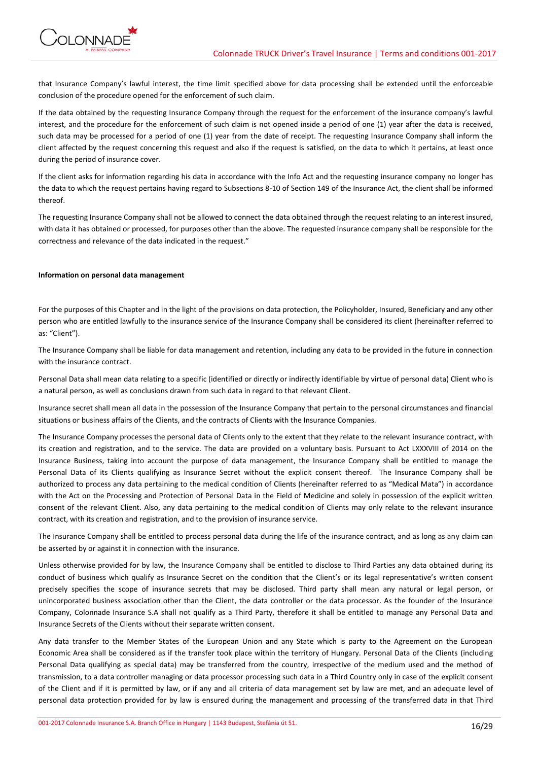that Insurance Company's lawful interest, the time limit specified above for data processing shall be extended until the enforceable conclusion of the procedure opened for the enforcement of such claim.

If the data obtained by the requesting Insurance Company through the request for the enforcement of the insurance company's lawful interest, and the procedure for the enforcement of such claim is not opened inside a period of one (1) year after the data is received, such data may be processed for a period of one (1) year from the date of receipt. The requesting Insurance Company shall inform the client affected by the request concerning this request and also if the request is satisfied, on the data to which it pertains, at least once during the period of insurance cover.

If the client asks for information regarding his data in accordance with the Info Act and the requesting insurance company no longer has the data to which the request pertains having regard to Subsections 8-10 of Section 149 of the Insurance Act, the client shall be informed thereof.

The requesting Insurance Company shall not be allowed to connect the data obtained through the request relating to an interest insured, with data it has obtained or processed, for purposes other than the above. The requested insurance company shall be responsible for the correctness and relevance of the data indicated in the request."

**Information on personal data management**

For the purposes of this Chapter and in the light of the provisions on data protection, the Policyholder, Insured, Beneficiary and any other person who are entitled lawfully to the insurance service of the Insurance Company shall be considered its client (hereinafter referred to as: "Client").

The Insurance Company shall be liable for data management and retention, including any data to be provided in the future in connection with the insurance contract.

Personal Data shall mean data relating to a specific (identified or directly or indirectly identifiable by virtue of personal data) Client who is a natural person, as well as conclusions drawn from such data in regard to that relevant Client.

Insurance secret shall mean all data in the possession of the Insurance Company that pertain to the personal circumstances and financial situations or business affairs of the Clients, and the contracts of Clients with the Insurance Companies.

The Insurance Company processes the personal data of Clients only to the extent that they relate to the relevant insurance contract, with its creation and registration, and to the service. The data are provided on a voluntary basis. Pursuant to Act LXXXVIII of 2014 on the Insurance Business, taking into account the purpose of data management, the Insurance Company shall be entitled to manage the Personal Data of its Clients qualifying as Insurance Secret without the explicit consent thereof. The Insurance Company shall be authorized to process any data pertaining to the medical condition of Clients (hereinafter referred to as "Medical Mata") in accordance with the Act on the Processing and Protection of Personal Data in the Field of Medicine and solely in possession of the explicit written consent of the relevant Client. Also, any data pertaining to the medical condition of Clients may only relate to the relevant insurance contract, with its creation and registration, and to the provision of insurance service.

The Insurance Company shall be entitled to process personal data during the life of the insurance contract, and as long as any claim can be asserted by or against it in connection with the insurance.

Unless otherwise provided for by law, the Insurance Company shall be entitled to disclose to Third Parties any data obtained during its conduct of business which qualify as Insurance Secret on the condition that the Client's or its legal representative's written consent precisely specifies the scope of insurance secrets that may be disclosed. Third party shall mean any natural or legal person, or unincorporated business association other than the Client, the data controller or the data processor. As the founder of the Insurance Company, Colonnade Insurance S.A shall not qualify as a Third Party, therefore it shall be entitled to manage any Personal Data and Insurance Secrets of the Clients without their separate written consent.

Any data transfer to the Member States of the European Union and any State which is party to the Agreement on the European Economic Area shall be considered as if the transfer took place within the territory of Hungary. Personal Data of the Clients (including Personal Data qualifying as special data) may be transferred from the country, irrespective of the medium used and the method of transmission, to a data controller managing or data processor processing such data in a Third Country only in case of the explicit consent of the Client and if it is permitted by law, or if any and all criteria of data management set by law are met, and an adequate level of personal data protection provided for by law is ensured during the management and processing of the transferred data in that Third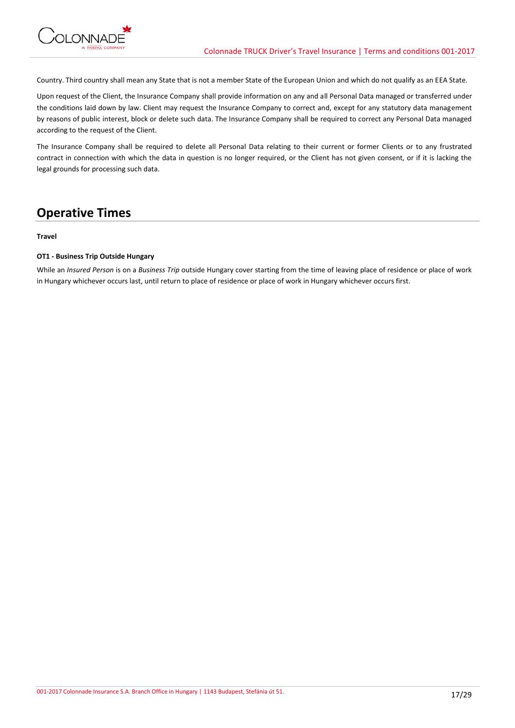Country. Third country shall mean any State that is not a member State of the European Union and which do not qualify as an EEA State.

Upon request of the Client, the Insurance Company shall provide information on any and all Personal Data managed or transferred under the conditions laid down by law. Client may request the Insurance Company to correct and, except for any statutory data management by reasons of public interest, block or delete such data. The Insurance Company shall be required to correct any Personal Data managed according to the request of the Client.

The Insurance Company shall be required to delete all Personal Data relating to their current or former Clients or to any frustrated contract in connection with which the data in question is no longer required, or the Client has not given consent, or if it is lacking the legal grounds for processing such data.

## Operative Times

**Travel**

**OT1 - Business Trip Outside Hungary**

While an *Insured Person* is on a *Business Trip* outside Hungary cover starting from the time of leaving place of residence or place of work in Hungary whichever occurs last, until return to place of residence or place of work in Hungary whichever occurs first.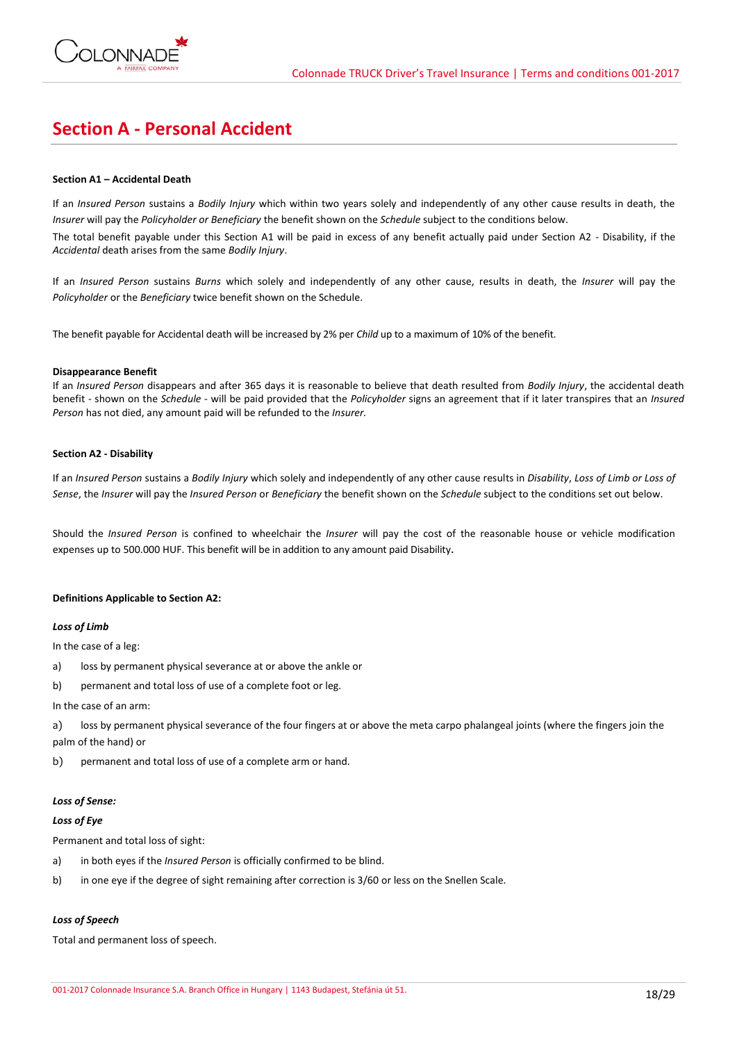# Section A - Personal Accident

**Section A1 – Accidental Death**

If an *Insured Person* sustains a *Bodily Injury* which within two years solely and independently of any other cause results in death, the *Insurer* will pay the *Policyholder or Beneficiary* the benefit shown on the *Schedule* subject to the conditions below.

The total benefit payable under this Section A1 will be paid in excess of any benefit actually paid under Section A2 - Disability, if the *Accidental* death arises from the same *Bodily Injury*.

If an *Insured Person* sustains *Burns* which solely and independently of any other cause, results in death, the *Insurer* will pay the *Policyholder* or the *Beneficiary* twice benefit shown on the Schedule.

The benefit payable for Accidental death will be increased by 2% per *Child* up to a maximum of 10% of the benefit.

**Disappearance Benefit**

If an *Insured Person* disappears and after 365 days it is reasonable to believe that death resulted from *Bodily Injury*, the accidental death benefit - shown on the *Schedule* - will be paid provided that the *Policyholder* signs an agreement that if it later transpires that an *Insured Person* has not died, any amount paid will be refunded to the *Insurer.*

**Section A2 - Disability**

If an *Insured Person* sustains a *Bodily Injury* which solely and independently of any other cause results in *Disability*, *Loss of Limb or Loss of Sense*, the *Insurer* will pay the *Insured Person* or *Beneficiary* the benefit shown on the *Schedule* subject to the conditions set out below.

Should the *Insured Person* is confined to wheelchair the *Insurer* will pay the cost of the reasonable house or vehicle modification expenses up to 500.000 HUF. This benefit will be in addition to any amount paid Disability**.**

**Definitions Applicable to Section A2:**

***Loss of Limb***

In the case of a leg:

a) loss by permanent physical severance at or above the ankle or

b) permanent and total loss of use of a complete foot or leg.

In the case of an arm:

a) loss by permanent physical severance of the four fingers at or above the meta carpo phalangeal joints (where the fingers join the palm of the hand) or

b) permanent and total loss of use of a complete arm or hand.

***Loss of Sense:***

***Loss of Eye***

Permanent and total loss of sight:

a) in both eyes if the *Insured Person* is officially confirmed to be blind.

b) in one eye if the degree of sight remaining after correction is 3/60 or less on the Snellen Scale.

***Loss of Speech***

Total and permanent loss of speech.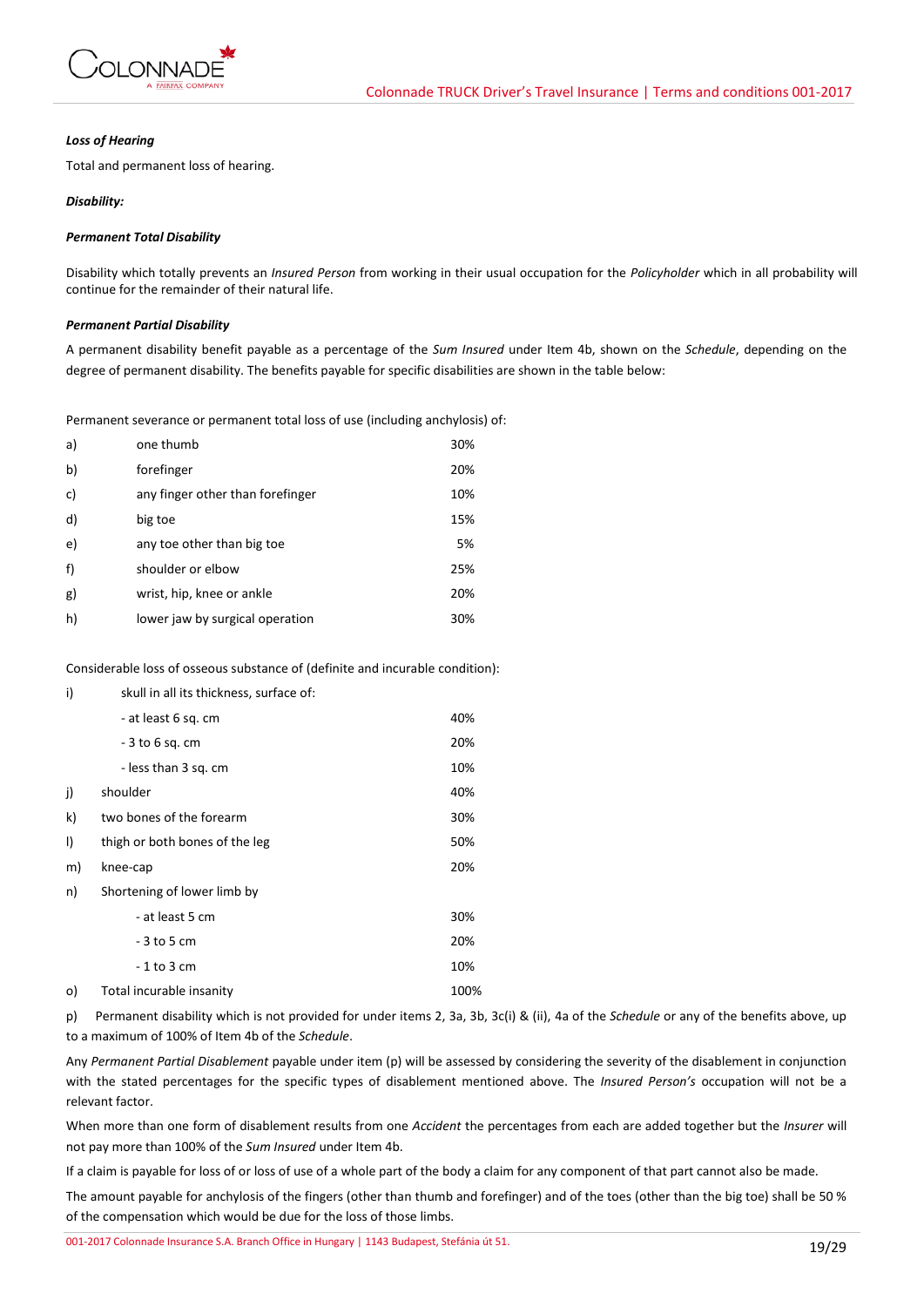***Loss of Hearing***

Total and permanent loss of hearing.

***Disability:***

***Permanent Total Disability***

Disability which totally prevents an *Insured Person* from working in their usual occupation for the *Policyholder* which in all probability will continue for the remainder of their natural life.

***Permanent Partial Disability***

A permanent disability benefit payable as a percentage of the *Sum Insured* under Item 4b, shown on the *Schedule*, depending on the degree of permanent disability. The benefits payable for specific disabilities are shown in the table below:

Permanent severance or permanent total loss of use (including anchylosis) of:

| | | |
|---|---|---|
| a) | one thumb | 30% |
| b) | forefinger | 20% |
| c) | any finger other than forefinger | 10% |
| d) | big toe | 15% |
| e) | any toe other than big toe | 5% |
| f) | shoulder or elbow | 25% |
| g) | wrist, hip, knee or ankle | 20% |
| h) | lower jaw by surgical operation | 30% |

Considerable loss of osseous substance of (definite and incurable condition):

| | | |
|---|---|---|
| i) | skull in all its thickness, surface of: | |
| | - at least 6 sq. cm | 40% |
| | - 3 to 6 sq. cm | 20% |
| | - less than 3 sq. cm | 10% |
| j) | shoulder | 40% |
| k) | two bones of the forearm | 30% |
| l) | thigh or both bones of the leg | 50% |
| m) | knee-cap | 20% |
| n) | Shortening of lower limb by | |
| | - at least 5 cm | 30% |
| | - 3 to 5 cm | 20% |
| | - 1 to 3 cm | 10% |
| o) | Total incurable insanity | 100% |

p) Permanent disability which is not provided for under items 2, 3a, 3b, 3c(i) & (ii), 4a of the *Schedule* or any of the benefits above, up to a maximum of 100% of Item 4b of the *Schedule*.

Any *Permanent Partial Disablement* payable under item (p) will be assessed by considering the severity of the disablement in conjunction with the stated percentages for the specific types of disablement mentioned above. The *Insured Person's* occupation will not be a relevant factor.

When more than one form of disablement results from one *Accident* the percentages from each are added together but the *Insurer* will not pay more than 100% of the *Sum Insured* under Item 4b.

If a claim is payable for loss of or loss of use of a whole part of the body a claim for any component of that part cannot also be made.

The amount payable for anchylosis of the fingers (other than thumb and forefinger) and of the toes (other than the big toe) shall be 50 % of the compensation which would be due for the loss of those limbs.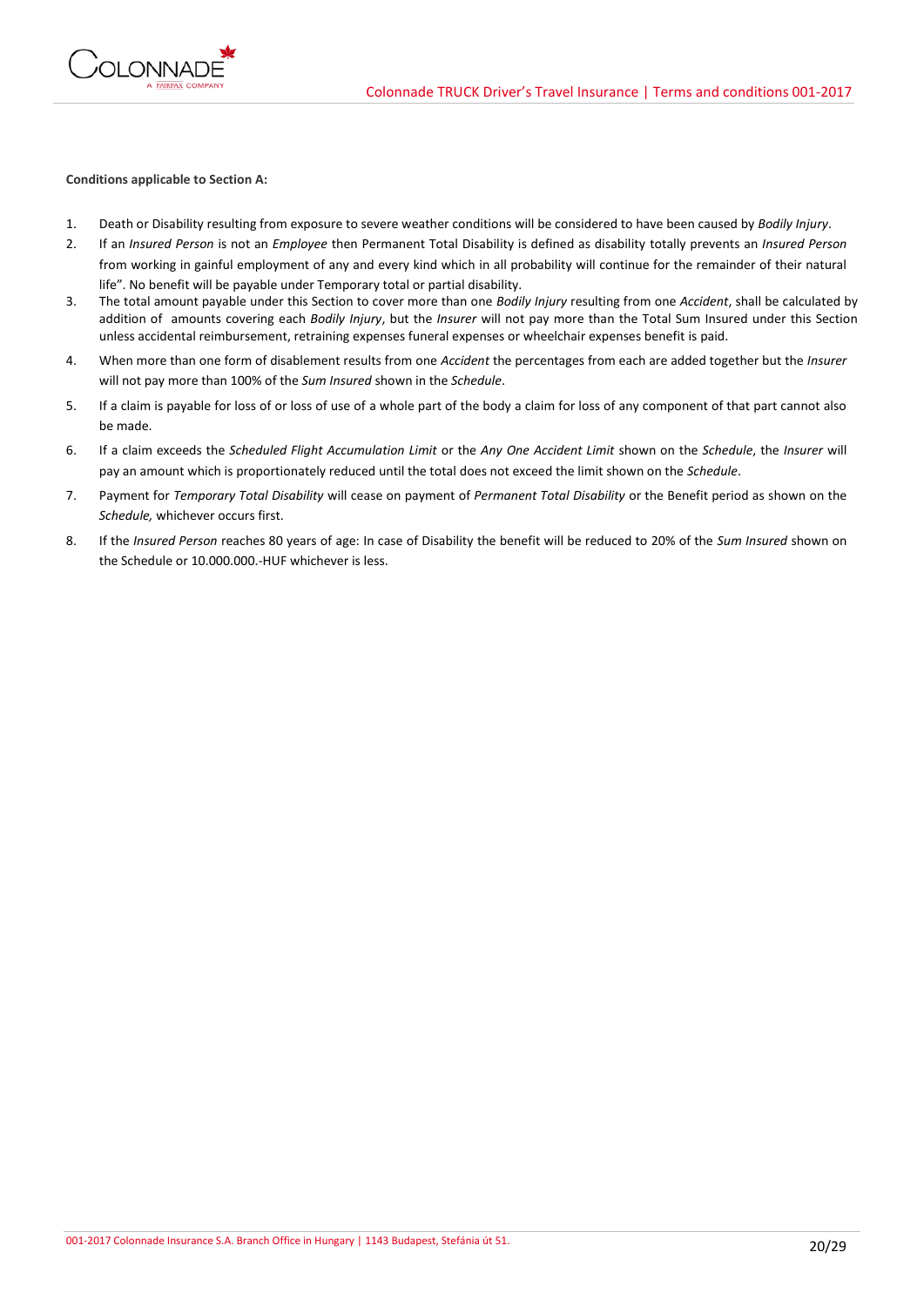**Conditions applicable to Section A:**

1. Death or Disability resulting from exposure to severe weather conditions will be considered to have been caused by *Bodily Injury*.
2. If an *Insured Person* is not an *Employee* then Permanent Total Disability is defined as disability totally prevents an *Insured Person* from working in gainful employment of any and every kind which in all probability will continue for the remainder of their natural life". No benefit will be payable under Temporary total or partial disability.
3. The total amount payable under this Section to cover more than one *Bodily Injury* resulting from one *Accident*, shall be calculated by addition of amounts covering each *Bodily Injury*, but the *Insurer* will not pay more than the Total Sum Insured under this Section unless accidental reimbursement, retraining expenses funeral expenses or wheelchair expenses benefit is paid.
4. When more than one form of disablement results from one *Accident* the percentages from each are added together but the *Insurer* will not pay more than 100% of the *Sum Insured* shown in the *Schedule*.
5. If a claim is payable for loss of or loss of use of a whole part of the body a claim for loss of any component of that part cannot also be made.
6. If a claim exceeds the *Scheduled Flight Accumulation Limit* or the *Any One Accident Limit* shown on the *Schedule*, the *Insurer* will pay an amount which is proportionately reduced until the total does not exceed the limit shown on the *Schedule*.
7. Payment for *Temporary Total Disability* will cease on payment of *Permanent Total Disability* or the Benefit period as shown on the *Schedule,* whichever occurs first.
8. If the *Insured Person* reaches 80 years of age: In case of Disability the benefit will be reduced to 20% of the *Sum Insured* shown on the Schedule or 10.000.000.-HUF whichever is less.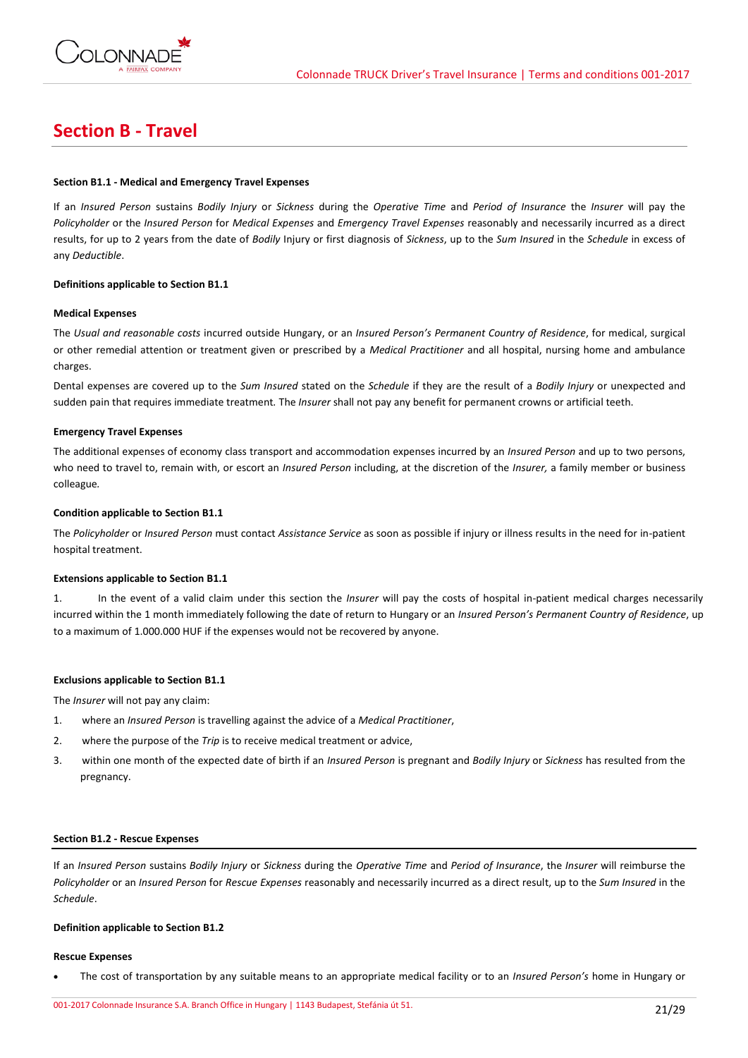# Section B - Travel

**Section B1.1 - Medical and Emergency Travel Expenses**

If an *Insured Person* sustains *Bodily Injury* or *Sickness* during the *Operative Time* and *Period of Insurance* the *Insurer* will pay the *Policyholder* or the *Insured Person* for *Medical Expenses* and *Emergency Travel Expenses* reasonably and necessarily incurred as a direct results, for up to 2 years from the date of *Bodily* Injury or first diagnosis of *Sickness*, up to the *Sum Insured* in the *Schedule* in excess of any *Deductible*.

**Definitions applicable to Section B1.1**

**Medical Expenses**

The *Usual and reasonable costs* incurred outside Hungary, or an *Insured Person's Permanent Country of Residence*, for medical, surgical or other remedial attention or treatment given or prescribed by a *Medical Practitioner* and all hospital, nursing home and ambulance charges.

Dental expenses are covered up to the *Sum Insured* stated on the *Schedule* if they are the result of a *Bodily Injury* or unexpected and sudden pain that requires immediate treatment. The *Insurer* shall not pay any benefit for permanent crowns or artificial teeth.

**Emergency Travel Expenses**

The additional expenses of economy class transport and accommodation expenses incurred by an *Insured Person* and up to two persons, who need to travel to, remain with, or escort an *Insured Person* including, at the discretion of the *Insurer,* a family member or business colleague.

**Condition applicable to Section B1.1**

The *Policyholder* or *Insured Person* must contact *Assistance Service* as soon as possible if injury or illness results in the need for in-patient hospital treatment.

**Extensions applicable to Section B1.1**

1. In the event of a valid claim under this section the *Insurer* will pay the costs of hospital in-patient medical charges necessarily incurred within the 1 month immediately following the date of return to Hungary or an *Insured Person's Permanent Country of Residence*, up to a maximum of 1.000.000 HUF if the expenses would not be recovered by anyone.

**Exclusions applicable to Section B1.1**

The *Insurer* will not pay any claim:

1. where an *Insured Person* is travelling against the advice of a *Medical Practitioner*,
2. where the purpose of the *Trip* is to receive medical treatment or advice,
3. within one month of the expected date of birth if an *Insured Person* is pregnant and *Bodily Injury* or *Sickness* has resulted from the pregnancy.

**Section B1.2 - Rescue Expenses**

If an *Insured Person* sustains *Bodily Injury* or *Sickness* during the *Operative Time* and *Period of Insurance*, the *Insurer* will reimburse the *Policyholder* or an *Insured Person* for *Rescue Expenses* reasonably and necessarily incurred as a direct result, up to the *Sum Insured* in the *Schedule*.

**Definition applicable to Section B1.2**

**Rescue Expenses**

- The cost of transportation by any suitable means to an appropriate medical facility or to an *Insured Person's* home in Hungary or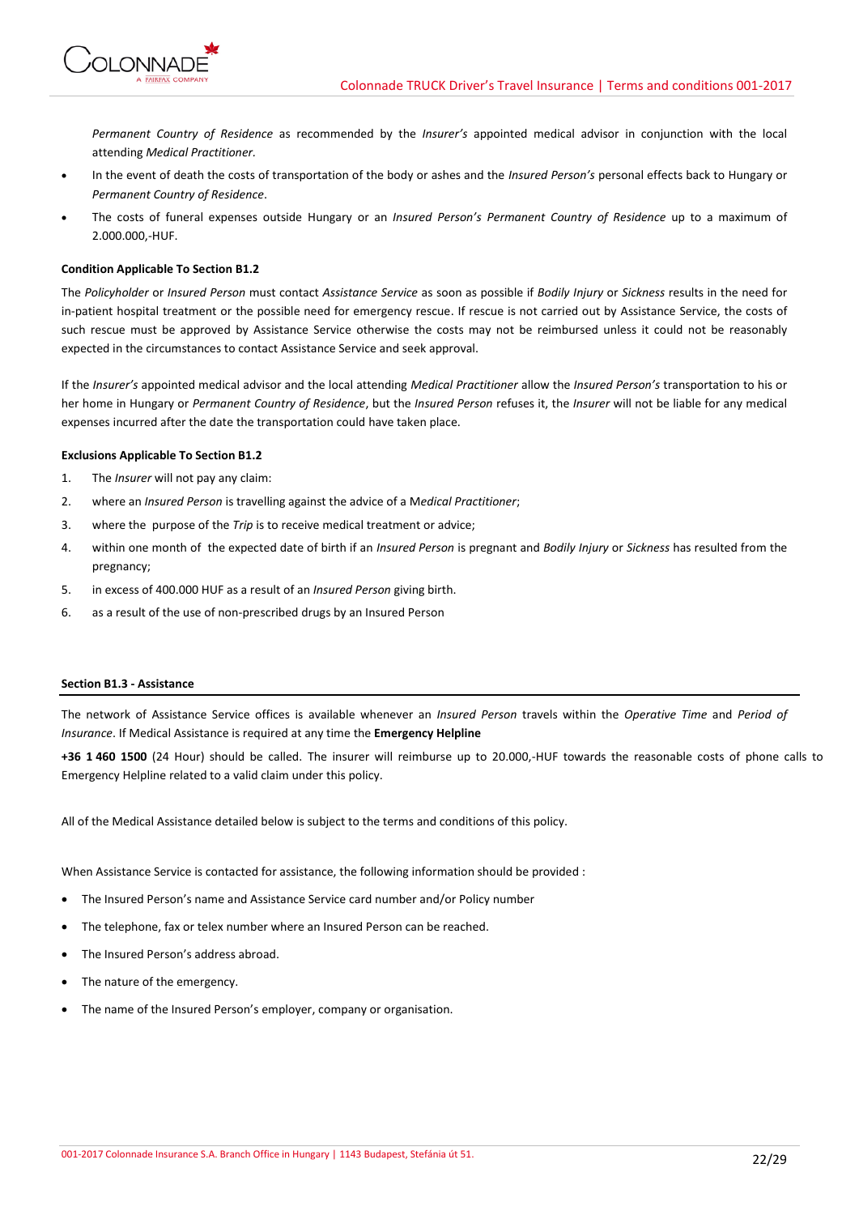*Permanent Country of Residence* as recommended by the *Insurer's* appointed medical advisor in conjunction with the local attending *Medical Practitioner.*

- In the event of death the costs of transportation of the body or ashes and the *Insured Person's* personal effects back to Hungary or *Permanent Country of Residence*.
- The costs of funeral expenses outside Hungary or an *Insured Person's Permanent Country of Residence* up to a maximum of 2.000.000,-HUF.

**Condition Applicable To Section B1.2**

The *Policyholder* or *Insured Person* must contact *Assistance Service* as soon as possible if *Bodily Injury* or *Sickness* results in the need for in-patient hospital treatment or the possible need for emergency rescue. If rescue is not carried out by Assistance Service, the costs of such rescue must be approved by Assistance Service otherwise the costs may not be reimbursed unless it could not be reasonably expected in the circumstances to contact Assistance Service and seek approval.

If the *Insurer's* appointed medical advisor and the local attending *Medical Practitioner* allow the *Insured Person's* transportation to his or her home in Hungary or *Permanent Country of Residence*, but the *Insured Person* refuses it, the *Insurer* will not be liable for any medical expenses incurred after the date the transportation could have taken place.

**Exclusions Applicable To Section B1.2**

1. The *Insurer* will not pay any claim:
2. where an *Insured Person* is travelling against the advice of a M*edical Practitioner*;
3. where the purpose of the *Trip* is to receive medical treatment or advice;
4. within one month of the expected date of birth if an *Insured Person* is pregnant and *Bodily Injury* or *Sickness* has resulted from the pregnancy;
5. in excess of 400.000 HUF as a result of an *Insured Person* giving birth.
6. as a result of the use of non-prescribed drugs by an Insured Person

**Section B1.3 - Assistance**

The network of Assistance Service offices is available whenever an *Insured Person* travels within the *Operative Time* and *Period of Insurance*. If Medical Assistance is required at any time the **Emergency Helpline**

**+36 1 460 1500** (24 Hour) should be called. The insurer will reimburse up to 20.000,-HUF towards the reasonable costs of phone calls to Emergency Helpline related to a valid claim under this policy.

All of the Medical Assistance detailed below is subject to the terms and conditions of this policy.

When Assistance Service is contacted for assistance, the following information should be provided :

- The Insured Person's name and Assistance Service card number and/or Policy number
- The telephone, fax or telex number where an Insured Person can be reached.
- The Insured Person's address abroad.
- The nature of the emergency.
- The name of the Insured Person's employer, company or organisation.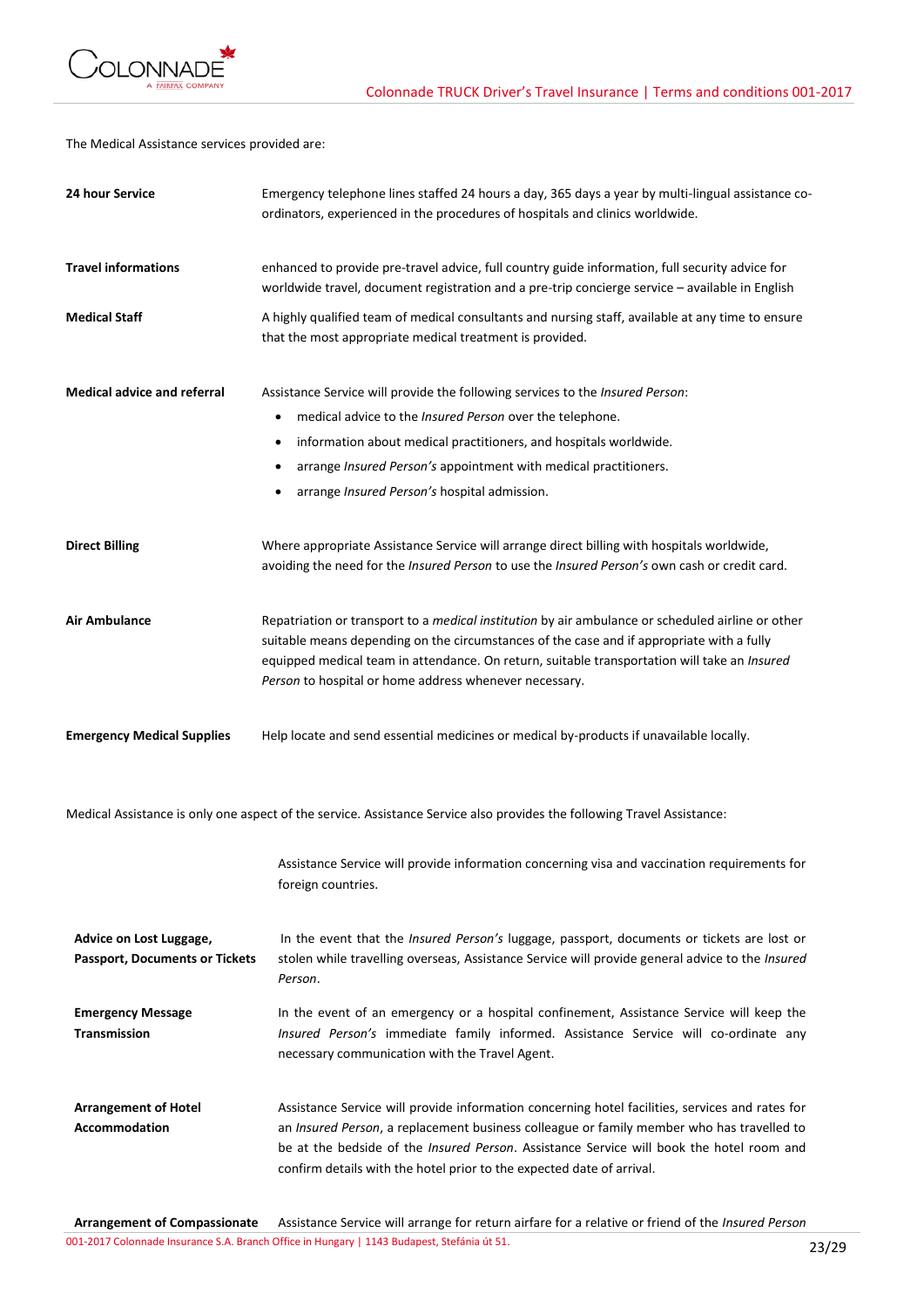The Medical Assistance services provided are:

| | |
|---|---|
| **24 hour Service** | Emergency telephone lines staffed 24 hours a day, 365 days a year by multi-lingual assistance co-ordinators, experienced in the procedures of hospitals and clinics worldwide. |
| **Travel informations** | enhanced to provide pre-travel advice, full country guide information, full security advice for worldwide travel, document registration and a pre-trip concierge service – available in English |
| **Medical Staff** | A highly qualified team of medical consultants and nursing staff, available at any time to ensure that the most appropriate medical treatment is provided. |
| **Medical advice and referral** | Assistance Service will provide the following services to the *Insured Person*: <br>• medical advice to the *Insured Person* over the telephone. <br>• information about medical practitioners, and hospitals worldwide. <br>• arrange *Insured Person's* appointment with medical practitioners. <br>• arrange *Insured Person's* hospital admission. |
| **Direct Billing** | Where appropriate Assistance Service will arrange direct billing with hospitals worldwide, avoiding the need for the *Insured Person* to use the *Insured Person's* own cash or credit card. |
| **Air Ambulance** | Repatriation or transport to a *medical institution* by air ambulance or scheduled airline or other suitable means depending on the circumstances of the case and if appropriate with a fully equipped medical team in attendance. On return, suitable transportation will take an *Insured Person* to hospital or home address whenever necessary. |
| **Emergency Medical Supplies** | Help locate and send essential medicines or medical by-products if unavailable locally. |

Medical Assistance is only one aspect of the service. Assistance Service also provides the following Travel Assistance:

| | |
|---|---|
| | Assistance Service will provide information concerning visa and vaccination requirements for foreign countries. |
| **Advice on Lost Luggage, Passport, Documents or Tickets** | In the event that the *Insured Person's* luggage, passport, documents or tickets are lost or stolen while travelling overseas, Assistance Service will provide general advice to the *Insured Person*. |
| **Emergency Message Transmission** | In the event of an emergency or a hospital confinement, Assistance Service will keep the *Insured Person's* immediate family informed. Assistance Service will co-ordinate any necessary communication with the Travel Agent. |
| **Arrangement of Hotel Accommodation** | Assistance Service will provide information concerning hotel facilities, services and rates for an *Insured Person*, a replacement business colleague or family member who has travelled to be at the bedside of the *Insured Person*. Assistance Service will book the hotel room and confirm details with the hotel prior to the expected date of arrival. |
| **Arrangement of Compassionate** | Assistance Service will arrange for return airfare for a relative or friend of the *Insured Person* |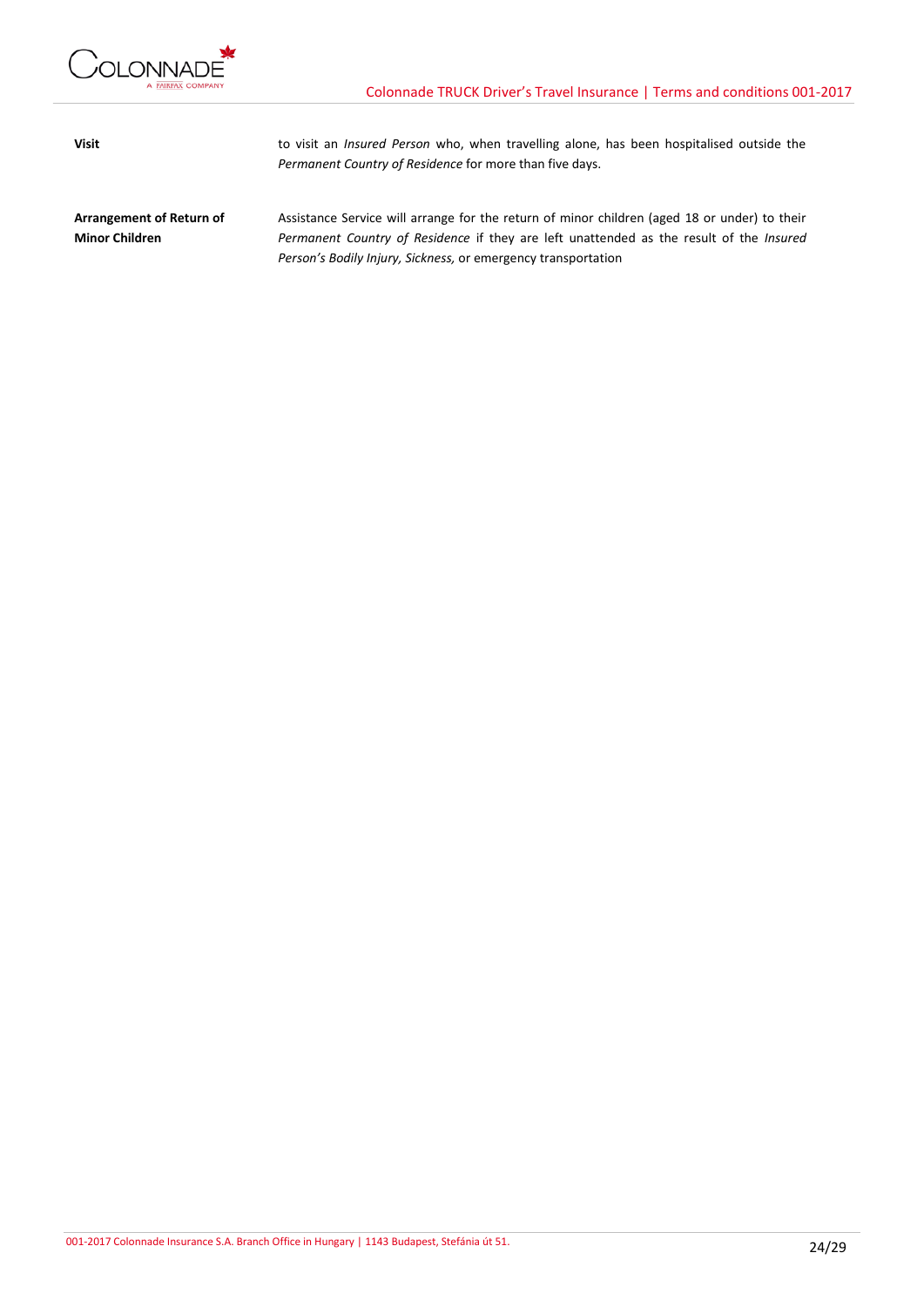| | |
|---|---|
| **Visit** | to visit an *Insured Person* who, when travelling alone, has been hospitalised outside the *Permanent Country of Residence* for more than five days. |
| **Arrangement of Return of Minor Children** | Assistance Service will arrange for the return of minor children (aged 18 or under) to their *Permanent Country of Residence* if they are left unattended as the result of the *Insured Person's Bodily Injury, Sickness,* or emergency transportation |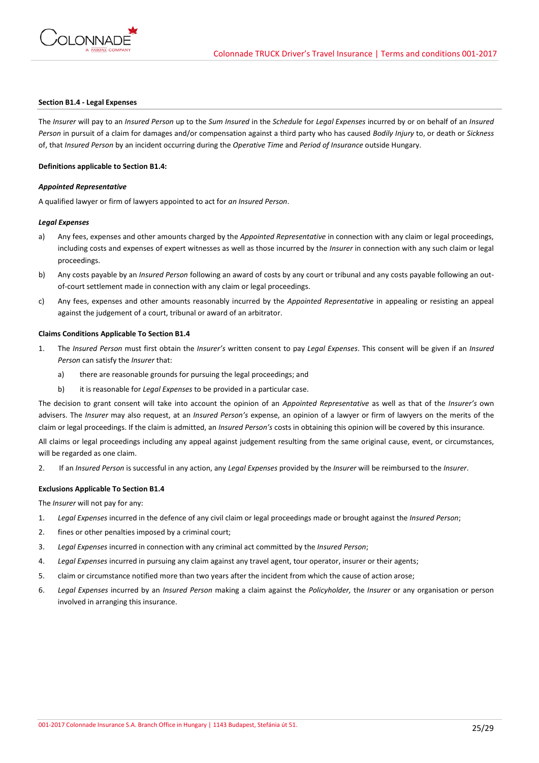#### Section B1.4 - Legal Expenses

The *Insurer* will pay to an *Insured Person* up to the *Sum Insured* in the *Schedule* for *Legal Expenses* incurred by or on behalf of an *Insured Person* in pursuit of a claim for damages and/or compensation against a third party who has caused *Bodily Injury* to, or death or *Sickness* of, that *Insured Person* by an incident occurring during the *Operative Time* and *Period of Insurance* outside Hungary.

**Definitions applicable to Section B1.4:**

***Appointed Representative***

A qualified lawyer or firm of lawyers appointed to act for *an Insured Person*.

***Legal Expenses***

a) Any fees, expenses and other amounts charged by the *Appointed Representative* in connection with any claim or legal proceedings, including costs and expenses of expert witnesses as well as those incurred by the *Insurer* in connection with any such claim or legal proceedings.

b) Any costs payable by an *Insured Person* following an award of costs by any court or tribunal and any costs payable following an out-of-court settlement made in connection with any claim or legal proceedings.

c) Any fees, expenses and other amounts reasonably incurred by the *Appointed Representative* in appealing or resisting an appeal against the judgement of a court, tribunal or award of an arbitrator.

**Claims Conditions Applicable To Section B1.4**

1. The *Insured Person* must first obtain the *Insurer's* written consent to pay *Legal Expenses*. This consent will be given if an *Insured Person* can satisfy the *Insurer* that:
   a) there are reasonable grounds for pursuing the legal proceedings; and
   b) it is reasonable for *Legal Expenses* to be provided in a particular case.

The decision to grant consent will take into account the opinion of an *Appointed Representative* as well as that of the *Insurer's* own advisers. The *Insurer* may also request, at an *Insured Person's* expense, an opinion of a lawyer or firm of lawyers on the merits of the claim or legal proceedings. If the claim is admitted, an *Insured Person's* costs in obtaining this opinion will be covered by this insurance.

All claims or legal proceedings including any appeal against judgement resulting from the same original cause, event, or circumstances, will be regarded as one claim.

2. If an *Insured Person* is successful in any action, any *Legal Expenses* provided by the *Insurer* will be reimbursed to the *Insurer*.

**Exclusions Applicable To Section B1.4**

The *Insurer* will not pay for any:

1. *Legal Expenses* incurred in the defence of any civil claim or legal proceedings made or brought against the *Insured Person*;
2. fines or other penalties imposed by a criminal court;
3. *Legal Expenses* incurred in connection with any criminal act committed by the *Insured Person*;
4. *Legal Expenses* incurred in pursuing any claim against any travel agent, tour operator, insurer or their agents;
5. claim or circumstance notified more than two years after the incident from which the cause of action arose;
6. *Legal Expenses* incurred by an *Insured Person* making a claim against the *Policyholder,* the *Insurer* or any organisation or person involved in arranging this insurance.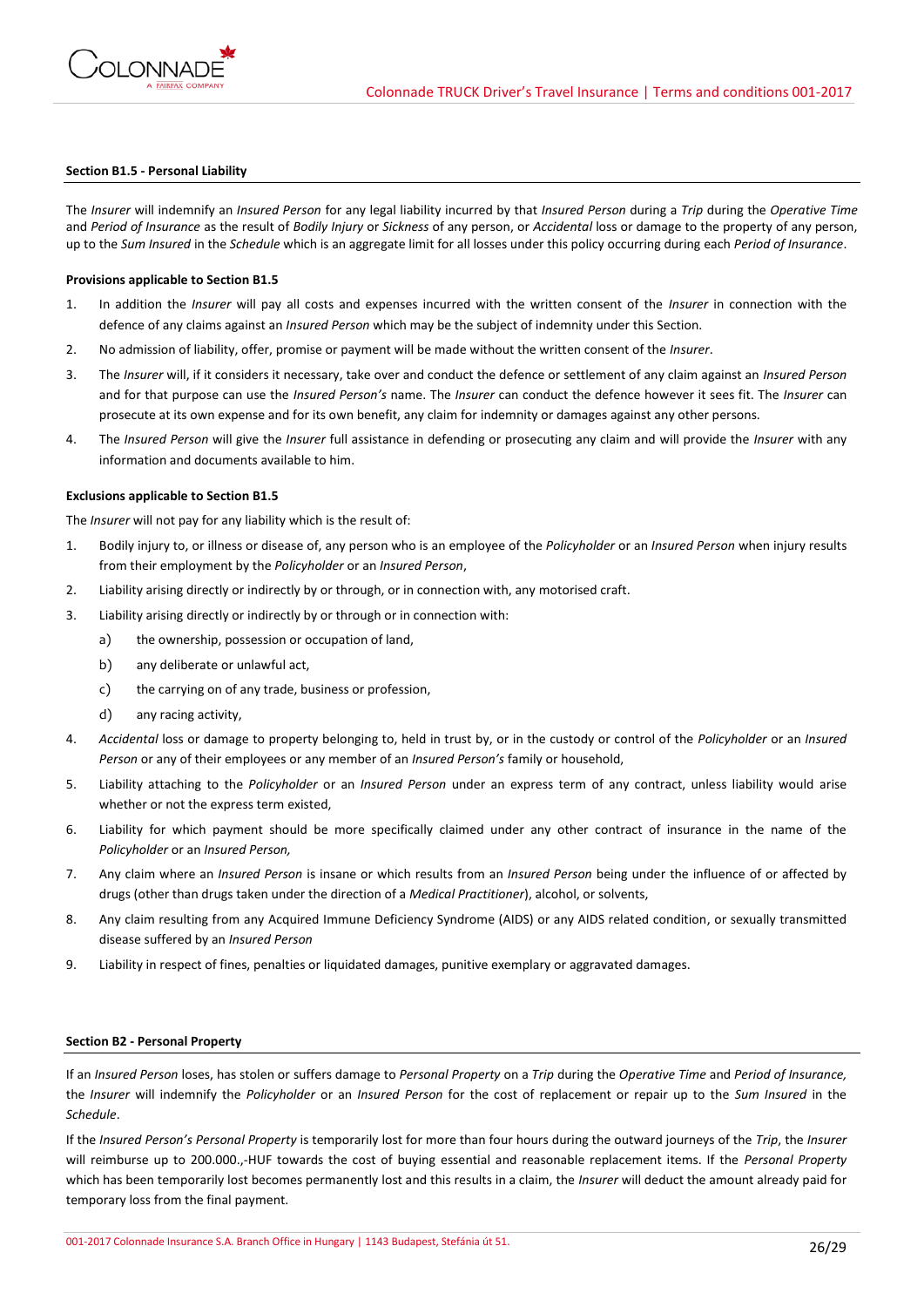**Section B1.5 - Personal Liability**

The *Insurer* will indemnify an *Insured Person* for any legal liability incurred by that *Insured Person* during a *Trip* during the *Operative Time* and *Period of Insurance* as the result of *Bodily Injury* or *Sickness* of any person, or *Accidental* loss or damage to the property of any person, up to the *Sum Insured* in the *Schedule* which is an aggregate limit for all losses under this policy occurring during each *Period of Insurance*.

**Provisions applicable to Section B1.5**

1. In addition the *Insurer* will pay all costs and expenses incurred with the written consent of the *Insurer* in connection with the defence of any claims against an *Insured Person* which may be the subject of indemnity under this Section.
2. No admission of liability, offer, promise or payment will be made without the written consent of the *Insurer*.
3. The *Insurer* will, if it considers it necessary, take over and conduct the defence or settlement of any claim against an *Insured Person* and for that purpose can use the *Insured Person's* name. The *Insurer* can conduct the defence however it sees fit. The *Insurer* can prosecute at its own expense and for its own benefit, any claim for indemnity or damages against any other persons.
4. The *Insured Person* will give the *Insurer* full assistance in defending or prosecuting any claim and will provide the *Insurer* with any information and documents available to him.

**Exclusions applicable to Section B1.5**

The *Insurer* will not pay for any liability which is the result of:

1. Bodily injury to, or illness or disease of, any person who is an employee of the *Policyholder* or an *Insured Person* when injury results from their employment by the *Policyholder* or an *Insured Person*,
2. Liability arising directly or indirectly by or through, or in connection with, any motorised craft.
3. Liability arising directly or indirectly by or through or in connection with:
   a) the ownership, possession or occupation of land,
   b) any deliberate or unlawful act,
   c) the carrying on of any trade, business or profession,
   d) any racing activity,
4. *Accidental* loss or damage to property belonging to, held in trust by, or in the custody or control of the *Policyholder* or an *Insured Person* or any of their employees or any member of an *Insured Person's* family or household,
5. Liability attaching to the *Policyholder* or an *Insured Person* under an express term of any contract, unless liability would arise whether or not the express term existed,
6. Liability for which payment should be more specifically claimed under any other contract of insurance in the name of the *Policyholder* or an *Insured Person,*
7. Any claim where an *Insured Person* is insane or which results from an *Insured Person* being under the influence of or affected by drugs (other than drugs taken under the direction of a *Medical Practitioner*), alcohol, or solvents,
8. Any claim resulting from any Acquired Immune Deficiency Syndrome (AIDS) or any AIDS related condition, or sexually transmitted disease suffered by an *Insured Person*
9. Liability in respect of fines, penalties or liquidated damages, punitive exemplary or aggravated damages.

**Section B2 - Personal Property**

If an *Insured Person* loses, has stolen or suffers damage to *Personal Property* on a *Trip* during the *Operative Time* and *Period of Insurance,* the *Insurer* will indemnify the *Policyholder* or an *Insured Person* for the cost of replacement or repair up to the *Sum Insured* in the *Schedule*.

If the *Insured Person's Personal Property* is temporarily lost for more than four hours during the outward journeys of the *Trip*, the *Insurer* will reimburse up to 200.000.,-HUF towards the cost of buying essential and reasonable replacement items. If the *Personal Property* which has been temporarily lost becomes permanently lost and this results in a claim, the *Insurer* will deduct the amount already paid for temporary loss from the final payment.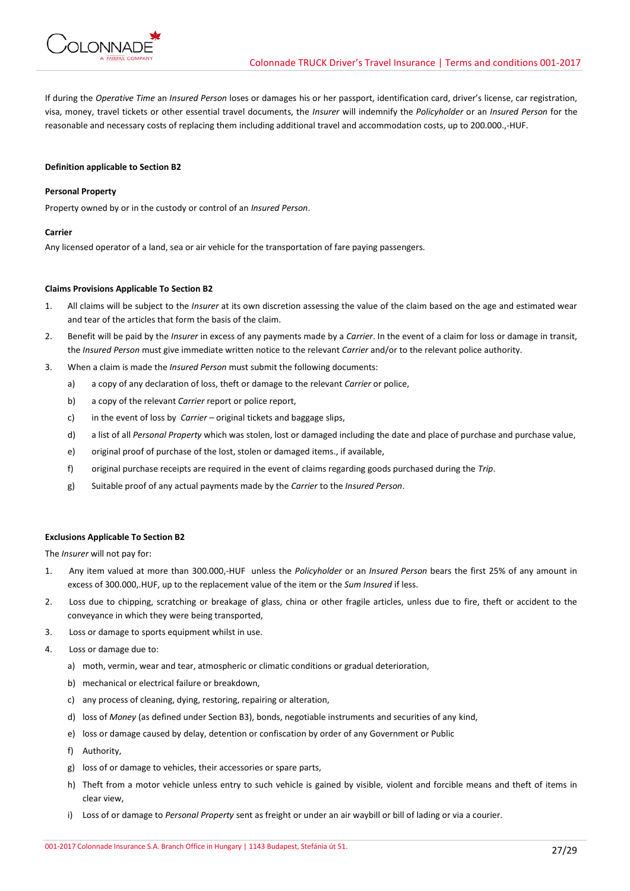If during the *Operative Time* an *Insured Person* loses or damages his or her passport, identification card, driver's license, car registration, visa, money, travel tickets or other essential travel documents, the *Insurer* will indemnify the *Policyholder* or an *Insured Person* for the reasonable and necessary costs of replacing them including additional travel and accommodation costs, up to 200.000.,-HUF.

**Definition applicable to Section B2**

**Personal Property**

Property owned by or in the custody or control of an *Insured Person*.

**Carrier**

Any licensed operator of a land, sea or air vehicle for the transportation of fare paying passengers.

**Claims Provisions Applicable To Section B2**

1. All claims will be subject to the *Insurer* at its own discretion assessing the value of the claim based on the age and estimated wear and tear of the articles that form the basis of the claim.
2. Benefit will be paid by the *Insurer* in excess of any payments made by a *Carrier*. In the event of a claim for loss or damage in transit, the *Insured Person* must give immediate written notice to the relevant *Carrier* and/or to the relevant police authority.
3. When a claim is made the *Insured Person* must submit the following documents:
   a) a copy of any declaration of loss, theft or damage to the relevant *Carrier* or police,
   b) a copy of the relevant *Carrier* report or police report,
   c) in the event of loss by *Carrier* – original tickets and baggage slips,
   d) a list of all *Personal Property* which was stolen, lost or damaged including the date and place of purchase and purchase value,
   e) original proof of purchase of the lost, stolen or damaged items., if available,
   f) original purchase receipts are required in the event of claims regarding goods purchased during the *Trip*.
   g) Suitable proof of any actual payments made by the *Carrier* to the *Insured Person*.

**Exclusions Applicable To Section B2**

The *Insurer* will not pay for:

1. Any item valued at more than 300.000,-HUF unless the *Policyholder* or an *Insured Person* bears the first 25% of any amount in excess of 300.000,.HUF, up to the replacement value of the item or the *Sum Insured* if less.
2. Loss due to chipping, scratching or breakage of glass, china or other fragile articles, unless due to fire, theft or accident to the conveyance in which they were being transported,
3. Loss or damage to sports equipment whilst in use.
4. Loss or damage due to:
   a) moth, vermin, wear and tear, atmospheric or climatic conditions or gradual deterioration,
   b) mechanical or electrical failure or breakdown,
   c) any process of cleaning, dying, restoring, repairing or alteration,
   d) loss of *Money* (as defined under Section B3), bonds, negotiable instruments and securities of any kind,
   e) loss or damage caused by delay, detention or confiscation by order of any Government or Public
   f) Authority,
   g) loss of or damage to vehicles, their accessories or spare parts,
   h) Theft from a motor vehicle unless entry to such vehicle is gained by visible, violent and forcible means and theft of items in clear view,
   i) Loss of or damage to *Personal Property* sent as freight or under an air waybill or bill of lading or via a courier.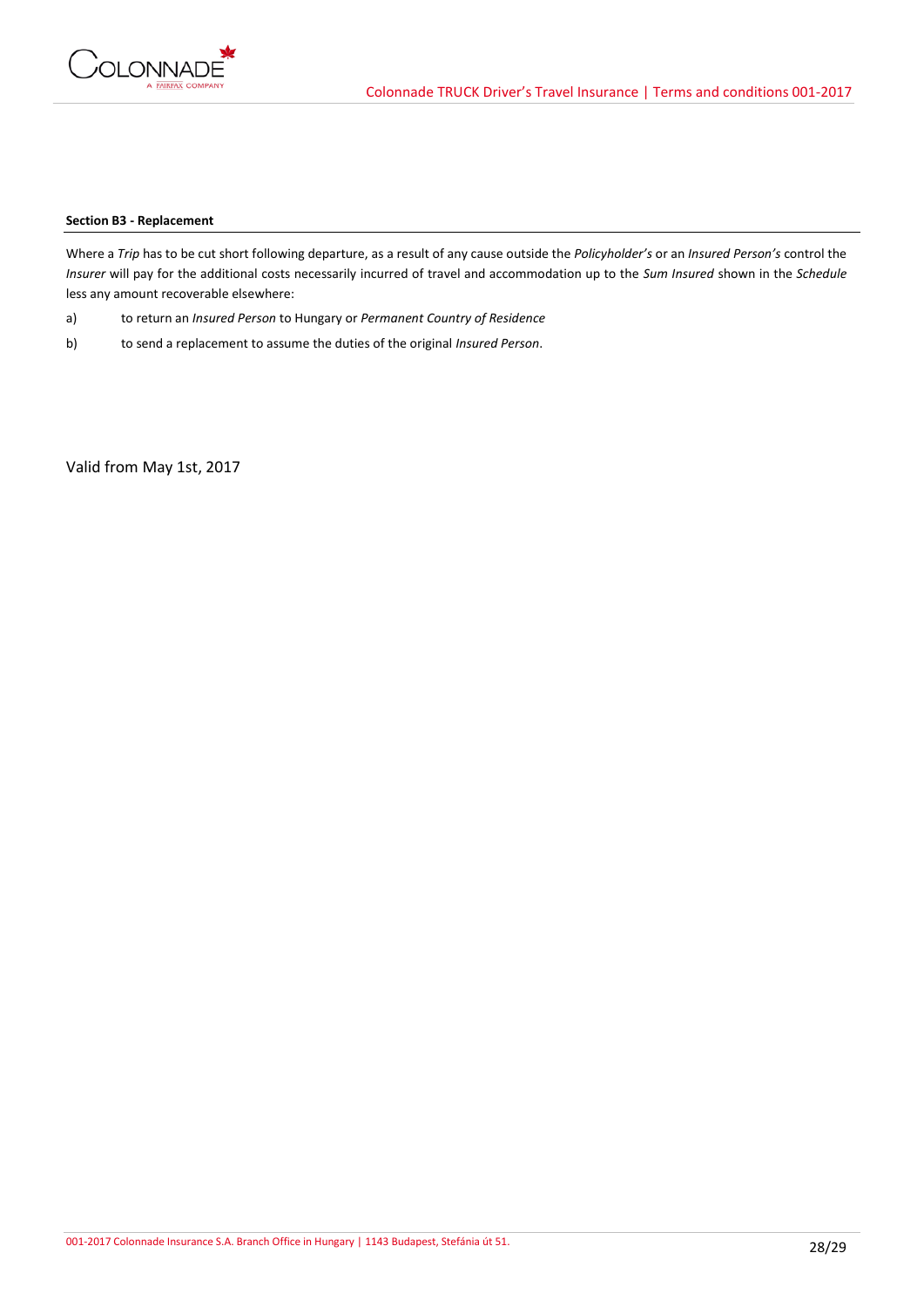**Section B3 - Replacement**

Where a *Trip* has to be cut short following departure, as a result of any cause outside the *Policyholder's* or an *Insured Person's* control the *Insurer* will pay for the additional costs necessarily incurred of travel and accommodation up to the *Sum Insured* shown in the *Schedule* less any amount recoverable elsewhere:

a) to return an *Insured Person* to Hungary or *Permanent Country of Residence*

b) to send a replacement to assume the duties of the original *Insured Person*.

Valid from May 1st, 2017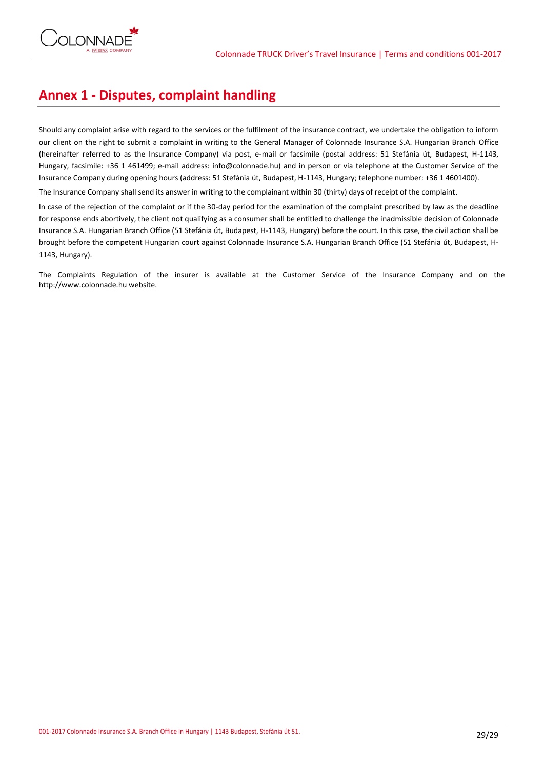# Annex 1 - Disputes, complaint handling

Should any complaint arise with regard to the services or the fulfilment of the insurance contract, we undertake the obligation to inform our client on the right to submit a complaint in writing to the General Manager of Colonnade Insurance S.A. Hungarian Branch Office (hereinafter referred to as the Insurance Company) via post, e-mail or facsimile (postal address: 51 Stefánia út, Budapest, H-1143, Hungary, facsimile: +36 1 461499; e-mail address: info@colonnade.hu) and in person or via telephone at the Customer Service of the Insurance Company during opening hours (address: 51 Stefánia út, Budapest, H-1143, Hungary; telephone number: +36 1 4601400).

The Insurance Company shall send its answer in writing to the complainant within 30 (thirty) days of receipt of the complaint.

In case of the rejection of the complaint or if the 30-day period for the examination of the complaint prescribed by law as the deadline for response ends abortively, the client not qualifying as a consumer shall be entitled to challenge the inadmissible decision of Colonnade Insurance S.A. Hungarian Branch Office (51 Stefánia út, Budapest, H-1143, Hungary) before the court. In this case, the civil action shall be brought before the competent Hungarian court against Colonnade Insurance S.A. Hungarian Branch Office (51 Stefánia út, Budapest, H-1143, Hungary).

The Complaints Regulation of the insurer is available at the Customer Service of the Insurance Company and on the http://www.colonnade.hu website.